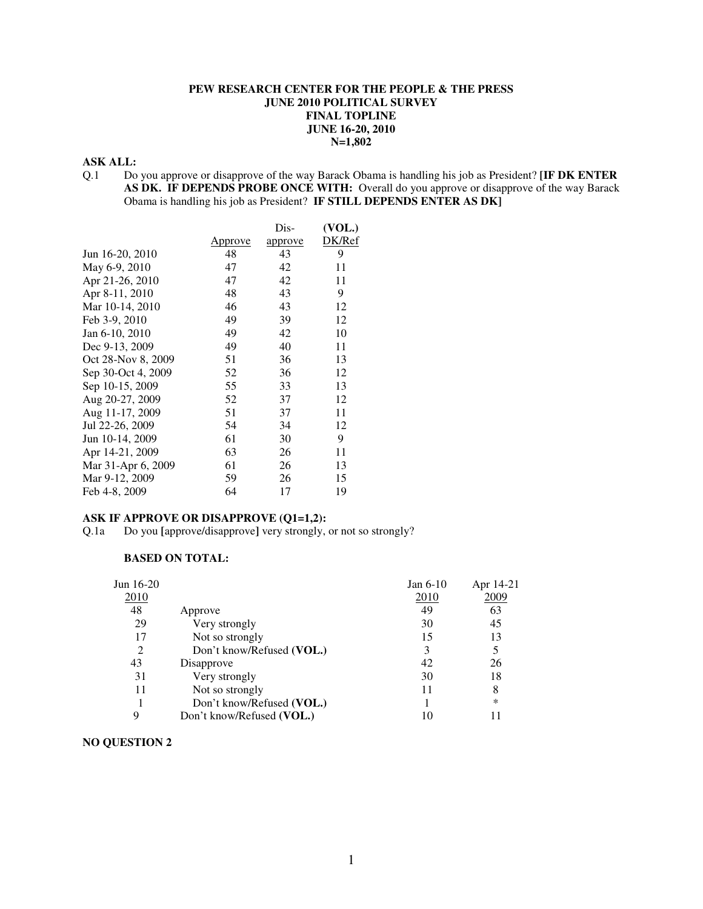**PEW RESEARCH CENTER FOR THE PEOPLE & THE PRESS**
**JUNE 2010 POLITICAL SURVEY**
**FINAL TOPLINE**
**JUNE 16-20, 2010**
**N=1,802**

**ASK ALL:**

Q.1 Do you approve or disapprove of the way Barack Obama is handling his job as President? **[IF DK ENTER AS DK. IF DEPENDS PROBE ONCE WITH:** Overall do you approve or disapprove of the way Barack Obama is handling his job as President? **IF STILL DEPENDS ENTER AS DK]**

| | Approve | Dis-approve | (VOL.) DK/Ref |
|---|---|---|---|
| Jun 16-20, 2010 | 48 | 43 | 9 |
| May 6-9, 2010 | 47 | 42 | 11 |
| Apr 21-26, 2010 | 47 | 42 | 11 |
| Apr 8-11, 2010 | 48 | 43 | 9 |
| Mar 10-14, 2010 | 46 | 43 | 12 |
| Feb 3-9, 2010 | 49 | 39 | 12 |
| Jan 6-10, 2010 | 49 | 42 | 10 |
| Dec 9-13, 2009 | 49 | 40 | 11 |
| Oct 28-Nov 8, 2009 | 51 | 36 | 13 |
| Sep 30-Oct 4, 2009 | 52 | 36 | 12 |
| Sep 10-15, 2009 | 55 | 33 | 13 |
| Aug 20-27, 2009 | 52 | 37 | 12 |
| Aug 11-17, 2009 | 51 | 37 | 11 |
| Jul 22-26, 2009 | 54 | 34 | 12 |
| Jun 10-14, 2009 | 61 | 30 | 9 |
| Apr 14-21, 2009 | 63 | 26 | 11 |
| Mar 31-Apr 6, 2009 | 61 | 26 | 13 |
| Mar 9-12, 2009 | 59 | 26 | 15 |
| Feb 4-8, 2009 | 64 | 17 | 19 |

**ASK IF APPROVE OR DISAPPROVE (Q1=1,2):**

Q.1a Do you **[**approve/disapprove**]** very strongly, or not so strongly?

**BASED ON TOTAL:**

| Jun 16-20 2010 | | Jan 6-10 2010 | Apr 14-21 2009 |
|---|---|---|---|
| 48 | Approve | 49 | 63 |
| 29 | Very strongly | 30 | 45 |
| 17 | Not so strongly | 15 | 13 |
| 2 | Don't know/Refused **(VOL.)** | 3 | 5 |
| 43 | Disapprove | 42 | 26 |
| 31 | Very strongly | 30 | 18 |
| 11 | Not so strongly | 11 | 8 |
| 1 | Don't know/Refused **(VOL.)** | 1 | * |
| 9 | Don't know/Refused **(VOL.)** | 10 | 11 |

**NO QUESTION 2**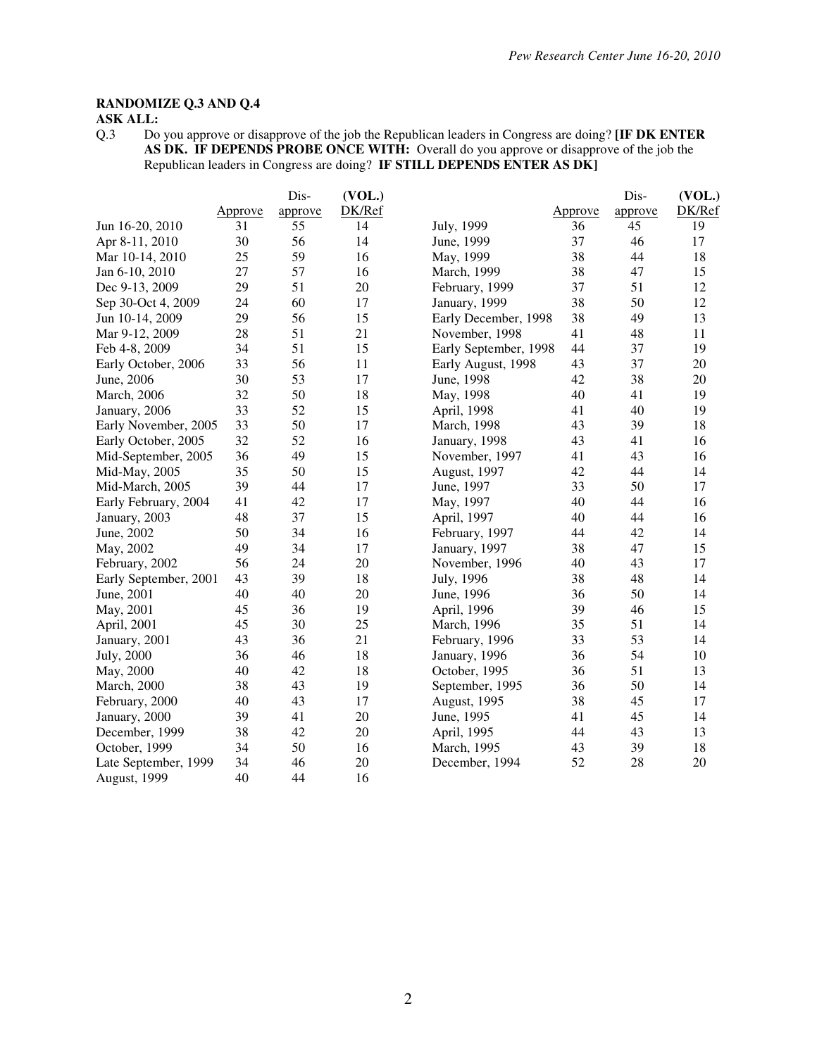**RANDOMIZE Q.3 AND Q.4**

**ASK ALL:**

Q.3 Do you approve or disapprove of the job the Republican leaders in Congress are doing? **[IF DK ENTER AS DK. IF DEPENDS PROBE ONCE WITH:** Overall do you approve or disapprove of the job the Republican leaders in Congress are doing? **IF STILL DEPENDS ENTER AS DK]**

| | Approve | Dis-approve | (VOL.) DK/Ref |
|---|---|---|---|
| Jun 16-20, 2010 | 31 | 55 | 14 |
| Apr 8-11, 2010 | 30 | 56 | 14 |
| Mar 10-14, 2010 | 25 | 59 | 16 |
| Jan 6-10, 2010 | 27 | 57 | 16 |
| Dec 9-13, 2009 | 29 | 51 | 20 |
| Sep 30-Oct 4, 2009 | 24 | 60 | 17 |
| Jun 10-14, 2009 | 29 | 56 | 15 |
| Mar 9-12, 2009 | 28 | 51 | 21 |
| Feb 4-8, 2009 | 34 | 51 | 15 |
| Early October, 2006 | 33 | 56 | 11 |
| June, 2006 | 30 | 53 | 17 |
| March, 2006 | 32 | 50 | 18 |
| January, 2006 | 33 | 52 | 15 |
| Early November, 2005 | 33 | 50 | 17 |
| Early October, 2005 | 32 | 52 | 16 |
| Mid-September, 2005 | 36 | 49 | 15 |
| Mid-May, 2005 | 35 | 50 | 15 |
| Mid-March, 2005 | 39 | 44 | 17 |
| Early February, 2004 | 41 | 42 | 17 |
| January, 2003 | 48 | 37 | 15 |
| June, 2002 | 50 | 34 | 16 |
| May, 2002 | 49 | 34 | 17 |
| February, 2002 | 56 | 24 | 20 |
| Early September, 2001 | 43 | 39 | 18 |
| June, 2001 | 40 | 40 | 20 |
| May, 2001 | 45 | 36 | 19 |
| April, 2001 | 45 | 30 | 25 |
| January, 2001 | 43 | 36 | 21 |
| July, 2000 | 36 | 46 | 18 |
| May, 2000 | 40 | 42 | 18 |
| March, 2000 | 38 | 43 | 19 |
| February, 2000 | 40 | 43 | 17 |
| January, 2000 | 39 | 41 | 20 |
| December, 1999 | 38 | 42 | 20 |
| October, 1999 | 34 | 50 | 16 |
| Late September, 1999 | 34 | 46 | 20 |
| August, 1999 | 40 | 44 | 16 |
| July, 1999 | 36 | 45 | 19 |
| June, 1999 | 37 | 46 | 17 |
| May, 1999 | 38 | 44 | 18 |
| March, 1999 | 38 | 47 | 15 |
| February, 1999 | 37 | 51 | 12 |
| January, 1999 | 38 | 50 | 12 |
| Early December, 1998 | 38 | 49 | 13 |
| November, 1998 | 41 | 48 | 11 |
| Early September, 1998 | 44 | 37 | 19 |
| Early August, 1998 | 43 | 37 | 20 |
| June, 1998 | 42 | 38 | 20 |
| May, 1998 | 40 | 41 | 19 |
| April, 1998 | 41 | 40 | 19 |
| March, 1998 | 43 | 39 | 18 |
| January, 1998 | 43 | 41 | 16 |
| November, 1997 | 41 | 43 | 16 |
| August, 1997 | 42 | 44 | 14 |
| June, 1997 | 33 | 50 | 17 |
| May, 1997 | 40 | 44 | 16 |
| April, 1997 | 40 | 44 | 16 |
| February, 1997 | 44 | 42 | 14 |
| January, 1997 | 38 | 47 | 15 |
| November, 1996 | 40 | 43 | 17 |
| July, 1996 | 38 | 48 | 14 |
| June, 1996 | 36 | 50 | 14 |
| April, 1996 | 39 | 46 | 15 |
| March, 1996 | 35 | 51 | 14 |
| February, 1996 | 33 | 53 | 14 |
| January, 1996 | 36 | 54 | 10 |
| October, 1995 | 36 | 51 | 13 |
| September, 1995 | 36 | 50 | 14 |
| August, 1995 | 38 | 45 | 17 |
| June, 1995 | 41 | 45 | 14 |
| April, 1995 | 44 | 43 | 13 |
| March, 1995 | 43 | 39 | 18 |
| December, 1994 | 52 | 28 | 20 |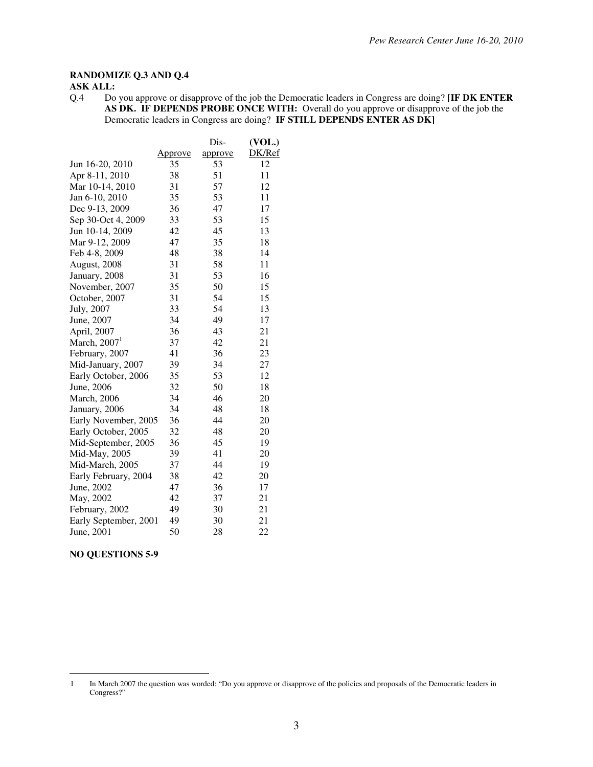**RANDOMIZE Q.3 AND Q.4**

**ASK ALL:**

Q.4 Do you approve or disapprove of the job the Democratic leaders in Congress are doing? **[IF DK ENTER AS DK. IF DEPENDS PROBE ONCE WITH:** Overall do you approve or disapprove of the job the Democratic leaders in Congress are doing? **IF STILL DEPENDS ENTER AS DK]**

| | Approve | Dis-approve | (VOL.) DK/Ref |
|---|---|---|---|
| Jun 16-20, 2010 | 35 | 53 | 12 |
| Apr 8-11, 2010 | 38 | 51 | 11 |
| Mar 10-14, 2010 | 31 | 57 | 12 |
| Jan 6-10, 2010 | 35 | 53 | 11 |
| Dec 9-13, 2009 | 36 | 47 | 17 |
| Sep 30-Oct 4, 2009 | 33 | 53 | 15 |
| Jun 10-14, 2009 | 42 | 45 | 13 |
| Mar 9-12, 2009 | 47 | 35 | 18 |
| Feb 4-8, 2009 | 48 | 38 | 14 |
| August, 2008 | 31 | 58 | 11 |
| January, 2008 | 31 | 53 | 16 |
| November, 2007 | 35 | 50 | 15 |
| October, 2007 | 31 | 54 | 15 |
| July, 2007 | 33 | 54 | 13 |
| June, 2007 | 34 | 49 | 17 |
| April, 2007 | 36 | 43 | 21 |
| March, 2007[1] | 37 | 42 | 21 |
| February, 2007 | 41 | 36 | 23 |
| Mid-January, 2007 | 39 | 34 | 27 |
| Early October, 2006 | 35 | 53 | 12 |
| June, 2006 | 32 | 50 | 18 |
| March, 2006 | 34 | 46 | 20 |
| January, 2006 | 34 | 48 | 18 |
| Early November, 2005 | 36 | 44 | 20 |
| Early October, 2005 | 32 | 48 | 20 |
| Mid-September, 2005 | 36 | 45 | 19 |
| Mid-May, 2005 | 39 | 41 | 20 |
| Mid-March, 2005 | 37 | 44 | 19 |
| Early February, 2004 | 38 | 42 | 20 |
| June, 2002 | 47 | 36 | 17 |
| May, 2002 | 42 | 37 | 21 |
| February, 2002 | 49 | 30 | 21 |
| Early September, 2001 | 49 | 30 | 21 |
| June, 2001 | 50 | 28 | 22 |

**NO QUESTIONS 5-9**

1 In March 2007 the question was worded: "Do you approve or disapprove of the policies and proposals of the Democratic leaders in Congress?"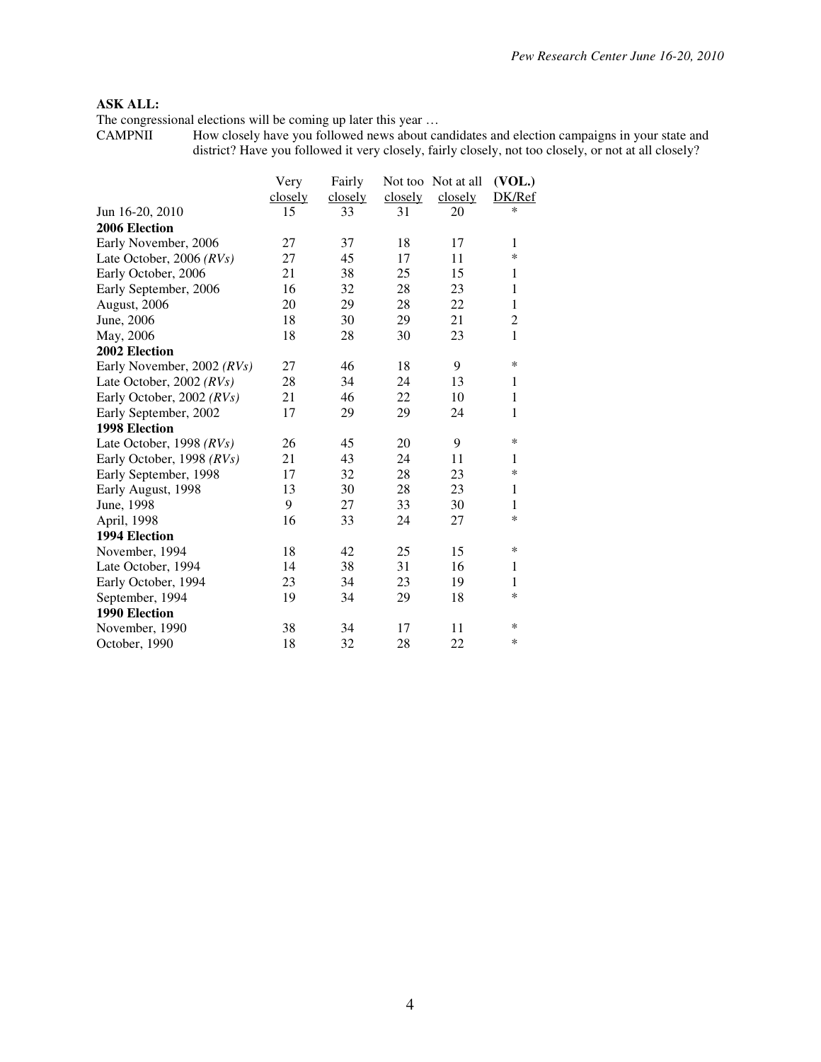**ASK ALL:**

The congressional elections will be coming up later this year …

CAMPNII How closely have you followed news about candidates and election campaigns in your state and district? Have you followed it very closely, fairly closely, not too closely, or not at all closely?

| | Very closely | Fairly closely | Not too closely | Not at all closely | **(VOL.)** DK/Ref |
|---|---|---|---|---|---|
| Jun 16-20, 2010 | 15 | 33 | 31 | 20 | * |
| **2006 Election** | | | | | |
| Early November, 2006 | 27 | 37 | 18 | 17 | 1 |
| Late October, 2006 *(RVs)* | 27 | 45 | 17 | 11 | * |
| Early October, 2006 | 21 | 38 | 25 | 15 | 1 |
| Early September, 2006 | 16 | 32 | 28 | 23 | 1 |
| August, 2006 | 20 | 29 | 28 | 22 | 1 |
| June, 2006 | 18 | 30 | 29 | 21 | 2 |
| May, 2006 | 18 | 28 | 30 | 23 | 1 |
| **2002 Election** | | | | | |
| Early November, 2002 *(RVs)* | 27 | 46 | 18 | 9 | * |
| Late October, 2002 *(RVs)* | 28 | 34 | 24 | 13 | 1 |
| Early October, 2002 *(RVs)* | 21 | 46 | 22 | 10 | 1 |
| Early September, 2002 | 17 | 29 | 29 | 24 | 1 |
| **1998 Election** | | | | | |
| Late October, 1998 *(RVs)* | 26 | 45 | 20 | 9 | * |
| Early October, 1998 *(RVs)* | 21 | 43 | 24 | 11 | 1 |
| Early September, 1998 | 17 | 32 | 28 | 23 | * |
| Early August, 1998 | 13 | 30 | 28 | 23 | 1 |
| June, 1998 | 9 | 27 | 33 | 30 | 1 |
| April, 1998 | 16 | 33 | 24 | 27 | * |
| **1994 Election** | | | | | |
| November, 1994 | 18 | 42 | 25 | 15 | * |
| Late October, 1994 | 14 | 38 | 31 | 16 | 1 |
| Early October, 1994 | 23 | 34 | 23 | 19 | 1 |
| September, 1994 | 19 | 34 | 29 | 18 | * |
| **1990 Election** | | | | | |
| November, 1990 | 38 | 34 | 17 | 11 | * |
| October, 1990 | 18 | 32 | 28 | 22 | * |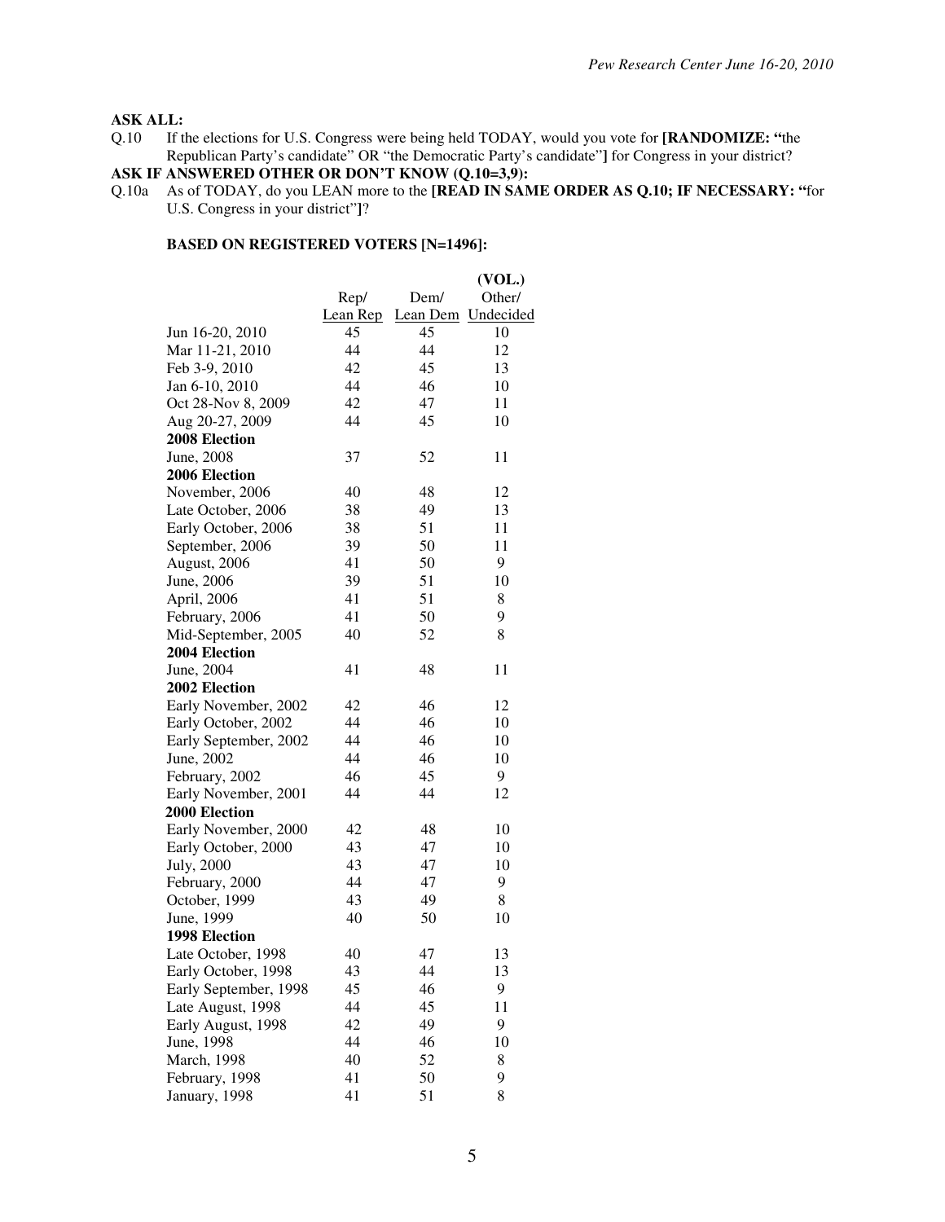**ASK ALL:**

Q.10 If the elections for U.S. Congress were being held TODAY, would you vote for **[RANDOMIZE: "**the Republican Party's candidate" OR "the Democratic Party's candidate"**]** for Congress in your district?

**ASK IF ANSWERED OTHER OR DON'T KNOW (Q.10=3,9):**

Q.10a As of TODAY, do you LEAN more to the **[READ IN SAME ORDER AS Q.10; IF NECESSARY: "**for U.S. Congress in your district"**]**?

**BASED ON REGISTERED VOTERS [N=1496]:**

| | Rep/ Lean Rep | Dem/ Lean Dem | (VOL.) Other/ Undecided |
|---|---|---|---|
| Jun 16-20, 2010 | 45 | 45 | 10 |
| Mar 11-21, 2010 | 44 | 44 | 12 |
| Feb 3-9, 2010 | 42 | 45 | 13 |
| Jan 6-10, 2010 | 44 | 46 | 10 |
| Oct 28-Nov 8, 2009 | 42 | 47 | 11 |
| Aug 20-27, 2009 | 44 | 45 | 10 |
| **2008 Election** | | | |
| June, 2008 | 37 | 52 | 11 |
| **2006 Election** | | | |
| November, 2006 | 40 | 48 | 12 |
| Late October, 2006 | 38 | 49 | 13 |
| Early October, 2006 | 38 | 51 | 11 |
| September, 2006 | 39 | 50 | 11 |
| August, 2006 | 41 | 50 | 9 |
| June, 2006 | 39 | 51 | 10 |
| April, 2006 | 41 | 51 | 8 |
| February, 2006 | 41 | 50 | 9 |
| Mid-September, 2005 | 40 | 52 | 8 |
| **2004 Election** | | | |
| June, 2004 | 41 | 48 | 11 |
| **2002 Election** | | | |
| Early November, 2002 | 42 | 46 | 12 |
| Early October, 2002 | 44 | 46 | 10 |
| Early September, 2002 | 44 | 46 | 10 |
| June, 2002 | 44 | 46 | 10 |
| February, 2002 | 46 | 45 | 9 |
| Early November, 2001 | 44 | 44 | 12 |
| **2000 Election** | | | |
| Early November, 2000 | 42 | 48 | 10 |
| Early October, 2000 | 43 | 47 | 10 |
| July, 2000 | 43 | 47 | 10 |
| February, 2000 | 44 | 47 | 9 |
| October, 1999 | 43 | 49 | 8 |
| June, 1999 | 40 | 50 | 10 |
| **1998 Election** | | | |
| Late October, 1998 | 40 | 47 | 13 |
| Early October, 1998 | 43 | 44 | 13 |
| Early September, 1998 | 45 | 46 | 9 |
| Late August, 1998 | 44 | 45 | 11 |
| Early August, 1998 | 42 | 49 | 9 |
| June, 1998 | 44 | 46 | 10 |
| March, 1998 | 40 | 52 | 8 |
| February, 1998 | 41 | 50 | 9 |
| January, 1998 | 41 | 51 | 8 |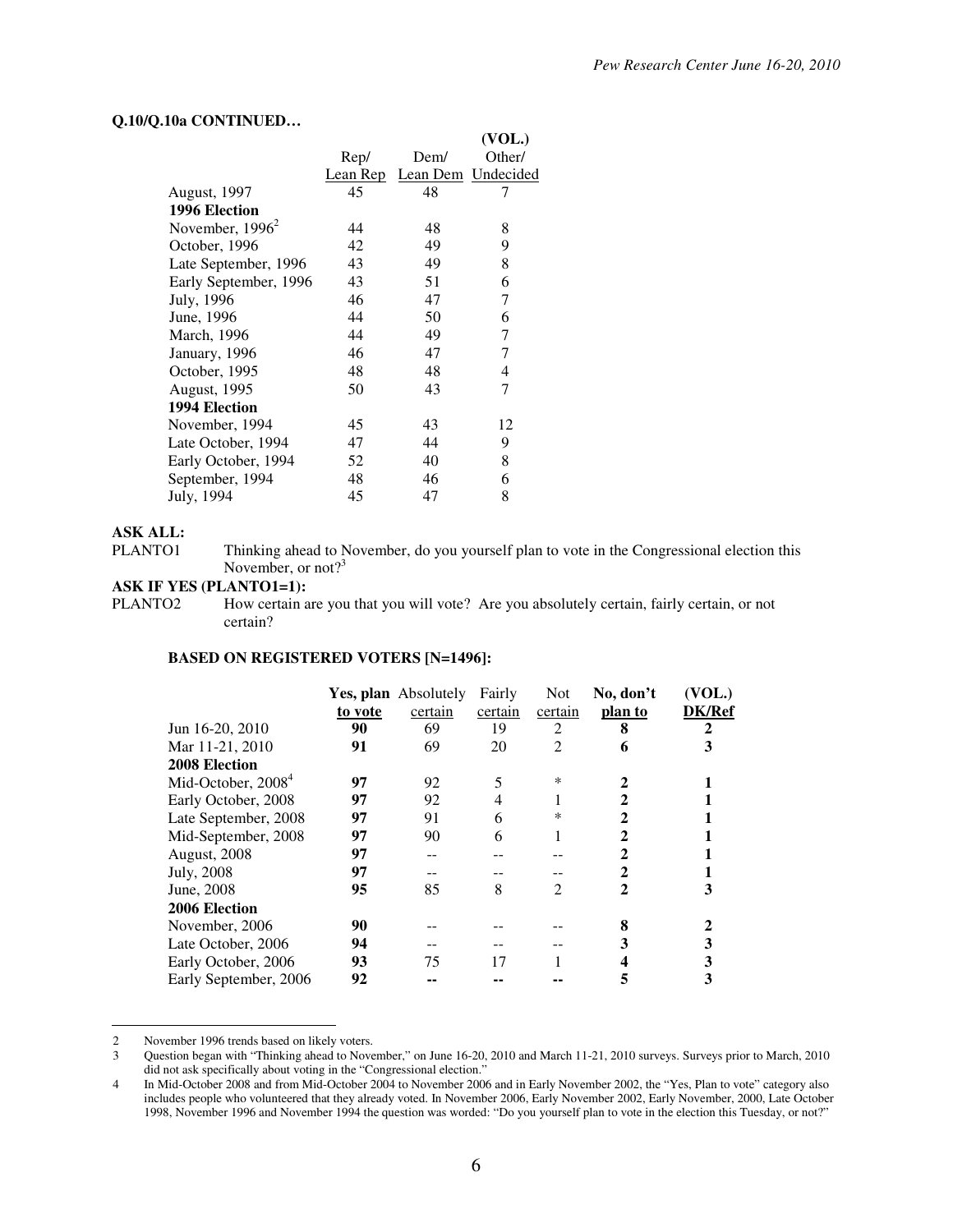**Q.10/Q.10a CONTINUED…**

| | Rep/ Lean Rep | Dem/ Lean Dem | (VOL.) Other/ Undecided |
|---|---|---|---|
| August, 1997 | 45 | 48 | 7 |
| **1996 Election** | | | |
| November, 1996[2] | 44 | 48 | 8 |
| October, 1996 | 42 | 49 | 9 |
| Late September, 1996 | 43 | 49 | 8 |
| Early September, 1996 | 43 | 51 | 6 |
| July, 1996 | 46 | 47 | 7 |
| June, 1996 | 44 | 50 | 6 |
| March, 1996 | 44 | 49 | 7 |
| January, 1996 | 46 | 47 | 7 |
| October, 1995 | 48 | 48 | 4 |
| August, 1995 | 50 | 43 | 7 |
| **1994 Election** | | | |
| November, 1994 | 45 | 43 | 12 |
| Late October, 1994 | 47 | 44 | 9 |
| Early October, 1994 | 52 | 40 | 8 |
| September, 1994 | 48 | 46 | 6 |
| July, 1994 | 45 | 47 | 8 |

**ASK ALL:**

PLANTO1 Thinking ahead to November, do you yourself plan to vote in the Congressional election this November, or not?[3]

**ASK IF YES (PLANTO1=1):**

PLANTO2 How certain are you that you will vote? Are you absolutely certain, fairly certain, or not certain?

**BASED ON REGISTERED VOTERS [N=1496]:**

| | **Yes, plan to vote** | Absolutely certain | Fairly certain | Not certain | **No, don't plan to** | **(VOL.) DK/Ref** |
|---|---|---|---|---|---|---|
| Jun 16-20, 2010 | **90** | 69 | 19 | 2 | **8** | **2** |
| Mar 11-21, 2010 | **91** | 69 | 20 | 2 | **6** | **3** |
| **2008 Election** | | | | | | |
| Mid-October, 2008[4] | **97** | 92 | 5 | * | **2** | **1** |
| Early October, 2008 | **97** | 92 | 4 | 1 | **2** | **1** |
| Late September, 2008 | **97** | 91 | 6 | * | **2** | **1** |
| Mid-September, 2008 | **97** | 90 | 6 | 1 | **2** | **1** |
| August, 2008 | **97** | -- | -- | -- | **2** | **1** |
| July, 2008 | **97** | -- | -- | -- | **2** | **1** |
| June, 2008 | **95** | 85 | 8 | 2 | **2** | **3** |
| **2006 Election** | | | | | | |
| November, 2006 | **90** | -- | -- | -- | **8** | **2** |
| Late October, 2006 | **94** | -- | -- | -- | **3** | **3** |
| Early October, 2006 | **93** | 75 | 17 | 1 | **4** | **3** |
| Early September, 2006 | **92** | **--** | **--** | **--** | **5** | **3** |

2 November 1996 trends based on likely voters.

3 Question began with "Thinking ahead to November," on June 16-20, 2010 and March 11-21, 2010 surveys. Surveys prior to March, 2010 did not ask specifically about voting in the "Congressional election."

4 In Mid-October 2008 and from Mid-October 2004 to November 2006 and in Early November 2002, the "Yes, Plan to vote" category also includes people who volunteered that they already voted. In November 2006, Early November 2002, Early November, 2000, Late October 1998, November 1996 and November 1994 the question was worded: "Do you yourself plan to vote in the election this Tuesday, or not?"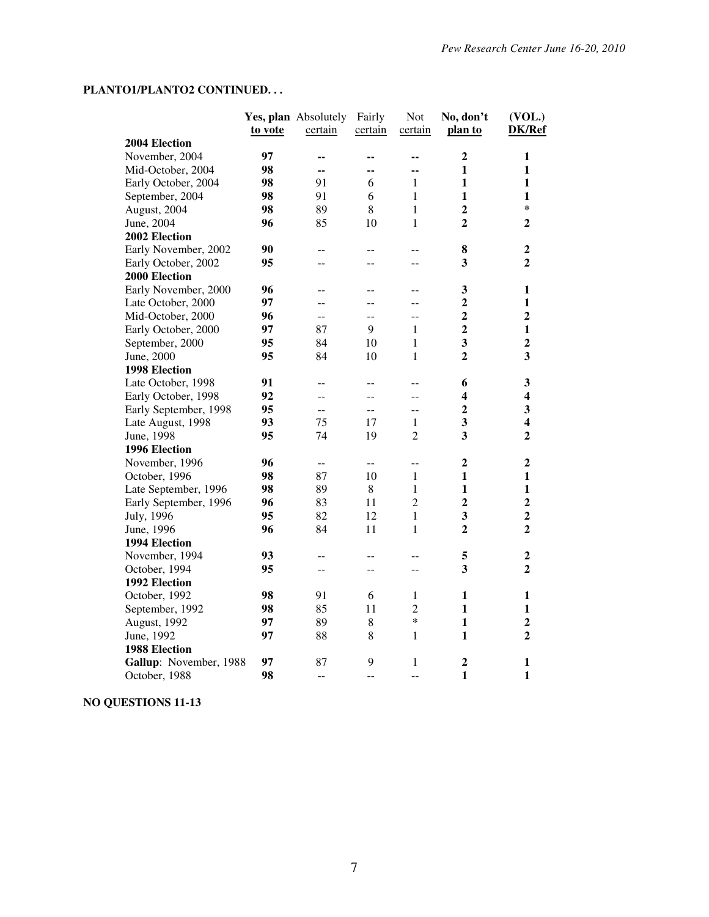**PLANTO1/PLANTO2 CONTINUED. . .**

| | **Yes, plan to vote** | Absolutely certain | Fairly certain | Not certain | **No, don't plan to** | **(VOL.) DK/Ref** |
|---|---|---|---|---|---|---|
| **2004 Election** | | | | | | |
| November, 2004 | **97** | -- | -- | -- | **2** | **1** |
| Mid-October, 2004 | **98** | -- | -- | -- | **1** | **1** |
| Early October, 2004 | **98** | 91 | 6 | 1 | **1** | **1** |
| September, 2004 | **98** | 91 | 6 | 1 | **1** | **1** |
| August, 2004 | **98** | 89 | 8 | 1 | **2** | * |
| June, 2004 | **96** | 85 | 10 | 1 | **2** | **2** |
| **2002 Election** | | | | | | |
| Early November, 2002 | **90** | -- | -- | -- | **8** | **2** |
| Early October, 2002 | **95** | -- | -- | -- | **3** | **2** |
| **2000 Election** | | | | | | |
| Early November, 2000 | **96** | -- | -- | -- | **3** | **1** |
| Late October, 2000 | **97** | -- | -- | -- | **2** | **1** |
| Mid-October, 2000 | **96** | -- | -- | -- | **2** | **2** |
| Early October, 2000 | **97** | 87 | 9 | 1 | **2** | **1** |
| September, 2000 | **95** | 84 | 10 | 1 | **3** | **2** |
| June, 2000 | **95** | 84 | 10 | 1 | **2** | **3** |
| **1998 Election** | | | | | | |
| Late October, 1998 | **91** | -- | -- | -- | **6** | **3** |
| Early October, 1998 | **92** | -- | -- | -- | **4** | **4** |
| Early September, 1998 | **95** | -- | -- | -- | **2** | **3** |
| Late August, 1998 | **93** | 75 | 17 | 1 | **3** | **4** |
| June, 1998 | **95** | 74 | 19 | 2 | **3** | **2** |
| **1996 Election** | | | | | | |
| November, 1996 | **96** | -- | -- | -- | **2** | **2** |
| October, 1996 | **98** | 87 | 10 | 1 | **1** | **1** |
| Late September, 1996 | **98** | 89 | 8 | 1 | **1** | **1** |
| Early September, 1996 | **96** | 83 | 11 | 2 | **2** | **2** |
| July, 1996 | **95** | 82 | 12 | 1 | **3** | **2** |
| June, 1996 | **96** | 84 | 11 | 1 | **2** | **2** |
| **1994 Election** | | | | | | |
| November, 1994 | **93** | -- | -- | -- | **5** | **2** |
| October, 1994 | **95** | -- | -- | -- | **3** | **2** |
| **1992 Election** | | | | | | |
| October, 1992 | **98** | 91 | 6 | 1 | **1** | **1** |
| September, 1992 | **98** | 85 | 11 | 2 | **1** | **1** |
| August, 1992 | **97** | 89 | 8 | * | **1** | **2** |
| June, 1992 | **97** | 88 | 8 | 1 | **1** | **2** |
| **1988 Election** | | | | | | |
| **Gallup**: November, 1988 | **97** | 87 | 9 | 1 | **2** | **1** |
| October, 1988 | **98** | -- | -- | -- | **1** | **1** |

**NO QUESTIONS 11-13**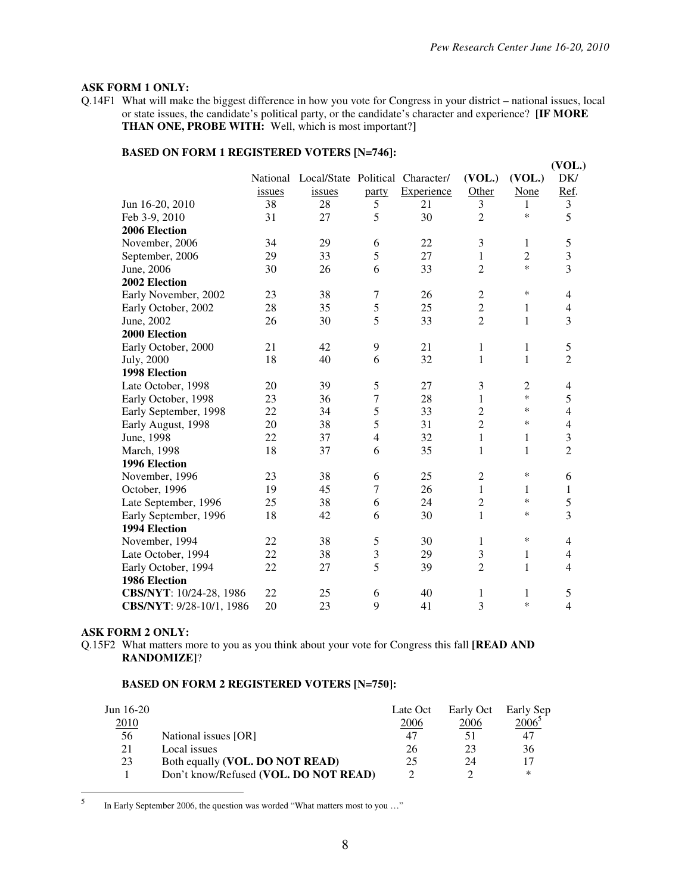**ASK FORM 1 ONLY:**

Q.14F1 What will make the biggest difference in how you vote for Congress in your district – national issues, local or state issues, the candidate's political party, or the candidate's character and experience? **[IF MORE THAN ONE, PROBE WITH:** Well, which is most important?**]**

**BASED ON FORM 1 REGISTERED VOTERS [N=746]:**

| | National issues | Local/State issues | Political party | Character/ Experience | (VOL.) Other | (VOL.) None | (VOL.) DK/ Ref. |
|---|---|---|---|---|---|---|---|
| Jun 16-20, 2010 | 38 | 28 | 5 | 21 | 3 | 1 | 3 |
| Feb 3-9, 2010 | 31 | 27 | 5 | 30 | 2 | * | 5 |
| **2006 Election** | | | | | | | |
| November, 2006 | 34 | 29 | 6 | 22 | 3 | 1 | 5 |
| September, 2006 | 29 | 33 | 5 | 27 | 1 | 2 | 3 |
| June, 2006 | 30 | 26 | 6 | 33 | 2 | * | 3 |
| **2002 Election** | | | | | | | |
| Early November, 2002 | 23 | 38 | 7 | 26 | 2 | * | 4 |
| Early October, 2002 | 28 | 35 | 5 | 25 | 2 | 1 | 4 |
| June, 2002 | 26 | 30 | 5 | 33 | 2 | 1 | 3 |
| **2000 Election** | | | | | | | |
| Early October, 2000 | 21 | 42 | 9 | 21 | 1 | 1 | 5 |
| July, 2000 | 18 | 40 | 6 | 32 | 1 | 1 | 2 |
| **1998 Election** | | | | | | | |
| Late October, 1998 | 20 | 39 | 5 | 27 | 3 | 2 | 4 |
| Early October, 1998 | 23 | 36 | 7 | 28 | 1 | * | 5 |
| Early September, 1998 | 22 | 34 | 5 | 33 | 2 | * | 4 |
| Early August, 1998 | 20 | 38 | 5 | 31 | 2 | * | 4 |
| June, 1998 | 22 | 37 | 4 | 32 | 1 | 1 | 3 |
| March, 1998 | 18 | 37 | 6 | 35 | 1 | 1 | 2 |
| **1996 Election** | | | | | | | |
| November, 1996 | 23 | 38 | 6 | 25 | 2 | * | 6 |
| October, 1996 | 19 | 45 | 7 | 26 | 1 | 1 | 1 |
| Late September, 1996 | 25 | 38 | 6 | 24 | 2 | * | 5 |
| Early September, 1996 | 18 | 42 | 6 | 30 | 1 | * | 3 |
| **1994 Election** | | | | | | | |
| November, 1994 | 22 | 38 | 5 | 30 | 1 | * | 4 |
| Late October, 1994 | 22 | 38 | 3 | 29 | 3 | 1 | 4 |
| Early October, 1994 | 22 | 27 | 5 | 39 | 2 | 1 | 4 |
| **1986 Election** | | | | | | | |
| **CBS/NYT**: 10/24-28, 1986 | 22 | 25 | 6 | 40 | 1 | 1 | 5 |
| **CBS/NYT**: 9/28-10/1, 1986 | 20 | 23 | 9 | 41 | 3 | * | 4 |

**ASK FORM 2 ONLY:**

Q.15F2 What matters more to you as you think about your vote for Congress this fall **[READ AND RANDOMIZE]**?

**BASED ON FORM 2 REGISTERED VOTERS [N=750]:**

| Jun 16-20 2010 | | Late Oct 2006 | Early Oct 2006 | Early Sep 2006[5] |
|---|---|---|---|---|
| 56 | National issues [OR] | 47 | 51 | 47 |
| 21 | Local issues | 26 | 23 | 36 |
| 23 | Both equally **(VOL. DO NOT READ)** | 25 | 24 | 17 |
| 1 | Don't know/Refused **(VOL. DO NOT READ)** | 2 | 2 | * |

[5] In Early September 2006, the question was worded "What matters most to you …"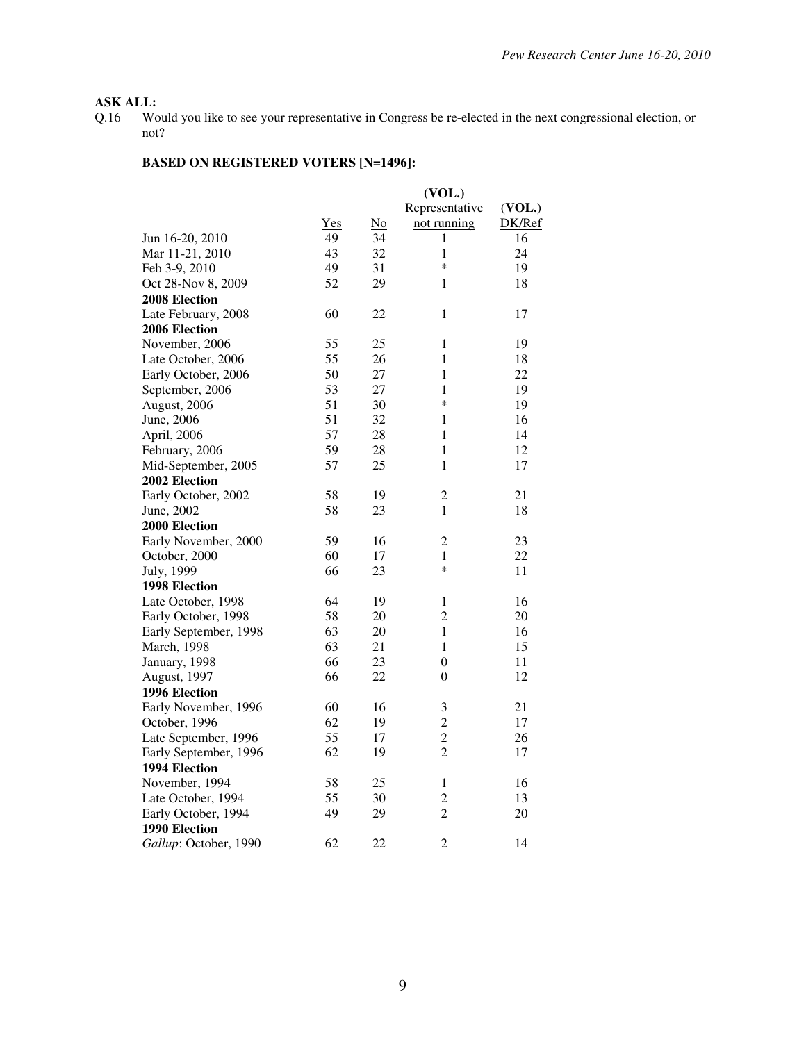**ASK ALL:**

Q.16 Would you like to see your representative in Congress be re-elected in the next congressional election, or not?

**BASED ON REGISTERED VOTERS [N=1496]:**

| | Yes | No | (VOL.) Representative not running | (VOL.) DK/Ref |
|---|---|---|---|---|
| Jun 16-20, 2010 | 49 | 34 | 1 | 16 |
| Mar 11-21, 2010 | 43 | 32 | 1 | 24 |
| Feb 3-9, 2010 | 49 | 31 | * | 19 |
| Oct 28-Nov 8, 2009 | 52 | 29 | 1 | 18 |
| **2008 Election** | | | | |
| Late February, 2008 | 60 | 22 | 1 | 17 |
| **2006 Election** | | | | |
| November, 2006 | 55 | 25 | 1 | 19 |
| Late October, 2006 | 55 | 26 | 1 | 18 |
| Early October, 2006 | 50 | 27 | 1 | 22 |
| September, 2006 | 53 | 27 | 1 | 19 |
| August, 2006 | 51 | 30 | * | 19 |
| June, 2006 | 51 | 32 | 1 | 16 |
| April, 2006 | 57 | 28 | 1 | 14 |
| February, 2006 | 59 | 28 | 1 | 12 |
| Mid-September, 2005 | 57 | 25 | 1 | 17 |
| **2002 Election** | | | | |
| Early October, 2002 | 58 | 19 | 2 | 21 |
| June, 2002 | 58 | 23 | 1 | 18 |
| **2000 Election** | | | | |
| Early November, 2000 | 59 | 16 | 2 | 23 |
| October, 2000 | 60 | 17 | 1 | 22 |
| July, 1999 | 66 | 23 | * | 11 |
| **1998 Election** | | | | |
| Late October, 1998 | 64 | 19 | 1 | 16 |
| Early October, 1998 | 58 | 20 | 2 | 20 |
| Early September, 1998 | 63 | 20 | 1 | 16 |
| March, 1998 | 63 | 21 | 1 | 15 |
| January, 1998 | 66 | 23 | 0 | 11 |
| August, 1997 | 66 | 22 | 0 | 12 |
| **1996 Election** | | | | |
| Early November, 1996 | 60 | 16 | 3 | 21 |
| October, 1996 | 62 | 19 | 2 | 17 |
| Late September, 1996 | 55 | 17 | 2 | 26 |
| Early September, 1996 | 62 | 19 | 2 | 17 |
| **1994 Election** | | | | |
| November, 1994 | 58 | 25 | 1 | 16 |
| Late October, 1994 | 55 | 30 | 2 | 13 |
| Early October, 1994 | 49 | 29 | 2 | 20 |
| **1990 Election** | | | | |
| *Gallup*: October, 1990 | 62 | 22 | 2 | 14 |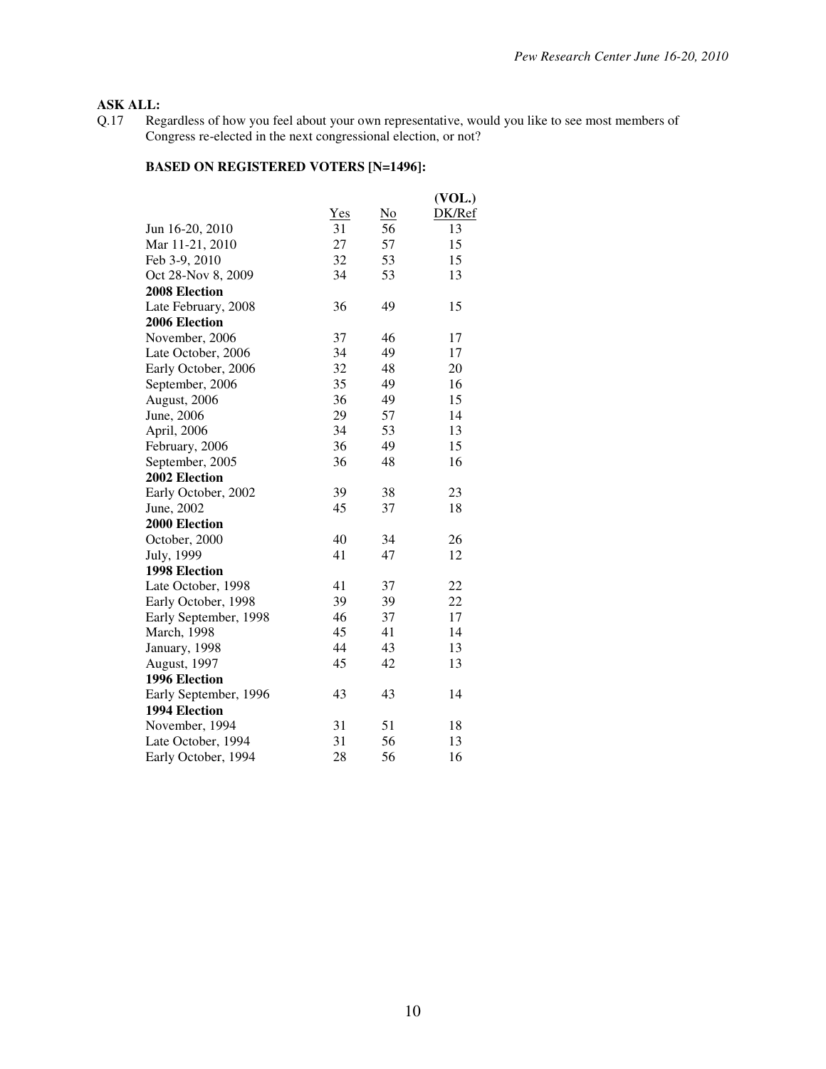**ASK ALL:**

Q.17 Regardless of how you feel about your own representative, would you like to see most members of Congress re-elected in the next congressional election, or not?

**BASED ON REGISTERED VOTERS [N=1496]:**

| | Yes | No | (VOL.) DK/Ref |
|---|---|---|---|
| Jun 16-20, 2010 | 31 | 56 | 13 |
| Mar 11-21, 2010 | 27 | 57 | 15 |
| Feb 3-9, 2010 | 32 | 53 | 15 |
| Oct 28-Nov 8, 2009 | 34 | 53 | 13 |
| **2008 Election** | | | |
| Late February, 2008 | 36 | 49 | 15 |
| **2006 Election** | | | |
| November, 2006 | 37 | 46 | 17 |
| Late October, 2006 | 34 | 49 | 17 |
| Early October, 2006 | 32 | 48 | 20 |
| September, 2006 | 35 | 49 | 16 |
| August, 2006 | 36 | 49 | 15 |
| June, 2006 | 29 | 57 | 14 |
| April, 2006 | 34 | 53 | 13 |
| February, 2006 | 36 | 49 | 15 |
| September, 2005 | 36 | 48 | 16 |
| **2002 Election** | | | |
| Early October, 2002 | 39 | 38 | 23 |
| June, 2002 | 45 | 37 | 18 |
| **2000 Election** | | | |
| October, 2000 | 40 | 34 | 26 |
| July, 1999 | 41 | 47 | 12 |
| **1998 Election** | | | |
| Late October, 1998 | 41 | 37 | 22 |
| Early October, 1998 | 39 | 39 | 22 |
| Early September, 1998 | 46 | 37 | 17 |
| March, 1998 | 45 | 41 | 14 |
| January, 1998 | 44 | 43 | 13 |
| August, 1997 | 45 | 42 | 13 |
| **1996 Election** | | | |
| Early September, 1996 | 43 | 43 | 14 |
| **1994 Election** | | | |
| November, 1994 | 31 | 51 | 18 |
| Late October, 1994 | 31 | 56 | 13 |
| Early October, 1994 | 28 | 56 | 16 |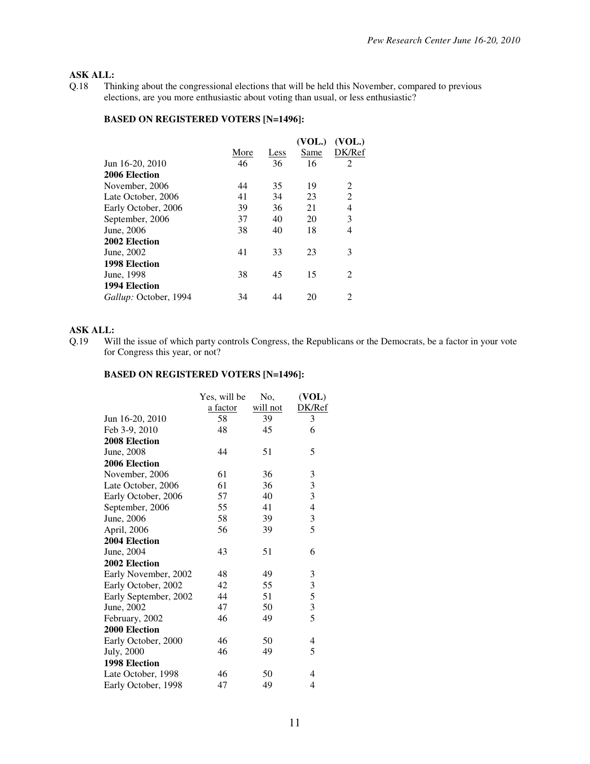**ASK ALL:**

Q.18 Thinking about the congressional elections that will be held this November, compared to previous elections, are you more enthusiastic about voting than usual, or less enthusiastic?

**BASED ON REGISTERED VOTERS [N=1496]:**

| | More | Less | (VOL.) Same | (VOL.) DK/Ref |
|---|---|---|---|---|
| Jun 16-20, 2010 | 46 | 36 | 16 | 2 |
| **2006 Election** | | | | |
| November, 2006 | 44 | 35 | 19 | 2 |
| Late October, 2006 | 41 | 34 | 23 | 2 |
| Early October, 2006 | 39 | 36 | 21 | 4 |
| September, 2006 | 37 | 40 | 20 | 3 |
| June, 2006 | 38 | 40 | 18 | 4 |
| **2002 Election** | | | | |
| June, 2002 | 41 | 33 | 23 | 3 |
| **1998 Election** | | | | |
| June, 1998 | 38 | 45 | 15 | 2 |
| **1994 Election** | | | | |
| *Gallup:* October, 1994 | 34 | 44 | 20 | 2 |

**ASK ALL:**

Q.19 Will the issue of which party controls Congress, the Republicans or the Democrats, be a factor in your vote for Congress this year, or not?

**BASED ON REGISTERED VOTERS [N=1496]:**

| | Yes, will be a factor | No, will not | (**VOL**) DK/Ref |
|---|---|---|---|
| Jun 16-20, 2010 | 58 | 39 | 3 |
| Feb 3-9, 2010 | 48 | 45 | 6 |
| **2008 Election** | | | |
| June, 2008 | 44 | 51 | 5 |
| **2006 Election** | | | |
| November, 2006 | 61 | 36 | 3 |
| Late October, 2006 | 61 | 36 | 3 |
| Early October, 2006 | 57 | 40 | 3 |
| September, 2006 | 55 | 41 | 4 |
| June, 2006 | 58 | 39 | 3 |
| April, 2006 | 56 | 39 | 5 |
| **2004 Election** | | | |
| June, 2004 | 43 | 51 | 6 |
| **2002 Election** | | | |
| Early November, 2002 | 48 | 49 | 3 |
| Early October, 2002 | 42 | 55 | 3 |
| Early September, 2002 | 44 | 51 | 5 |
| June, 2002 | 47 | 50 | 3 |
| February, 2002 | 46 | 49 | 5 |
| **2000 Election** | | | |
| Early October, 2000 | 46 | 50 | 4 |
| July, 2000 | 46 | 49 | 5 |
| **1998 Election** | | | |
| Late October, 1998 | 46 | 50 | 4 |
| Early October, 1998 | 47 | 49 | 4 |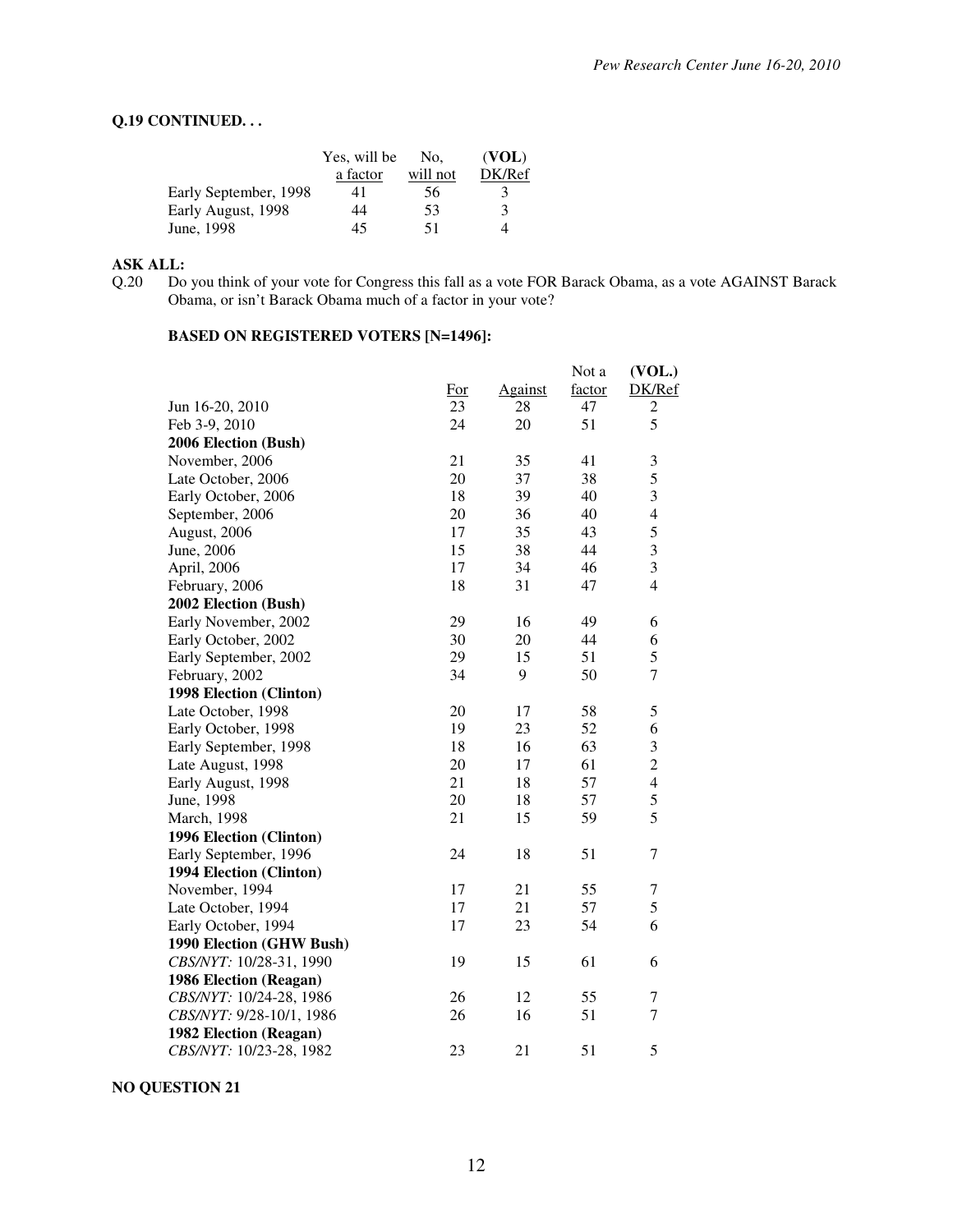**Q.19 CONTINUED. . .**

| | Yes, will be a factor | No, will not | (**VOL**) DK/Ref |
|---|---|---|---|
| Early September, 1998 | 41 | 56 | 3 |
| Early August, 1998 | 44 | 53 | 3 |
| June, 1998 | 45 | 51 | 4 |

**ASK ALL:**

Q.20 Do you think of your vote for Congress this fall as a vote FOR Barack Obama, as a vote AGAINST Barack Obama, or isn't Barack Obama much of a factor in your vote?

**BASED ON REGISTERED VOTERS [N=1496]:**

| | For | Against | Not a factor | **(VOL.)** DK/Ref |
|---|---|---|---|---|
| Jun 16-20, 2010 | 23 | 28 | 47 | 2 |
| Feb 3-9, 2010 | 24 | 20 | 51 | 5 |
| **2006 Election (Bush)** | | | | |
| November, 2006 | 21 | 35 | 41 | 3 |
| Late October, 2006 | 20 | 37 | 38 | 5 |
| Early October, 2006 | 18 | 39 | 40 | 3 |
| September, 2006 | 20 | 36 | 40 | 4 |
| August, 2006 | 17 | 35 | 43 | 5 |
| June, 2006 | 15 | 38 | 44 | 3 |
| April, 2006 | 17 | 34 | 46 | 3 |
| February, 2006 | 18 | 31 | 47 | 4 |
| **2002 Election (Bush)** | | | | |
| Early November, 2002 | 29 | 16 | 49 | 6 |
| Early October, 2002 | 30 | 20 | 44 | 6 |
| Early September, 2002 | 29 | 15 | 51 | 5 |
| February, 2002 | 34 | 9 | 50 | 7 |
| **1998 Election (Clinton)** | | | | |
| Late October, 1998 | 20 | 17 | 58 | 5 |
| Early October, 1998 | 19 | 23 | 52 | 6 |
| Early September, 1998 | 18 | 16 | 63 | 3 |
| Late August, 1998 | 20 | 17 | 61 | 2 |
| Early August, 1998 | 21 | 18 | 57 | 4 |
| June, 1998 | 20 | 18 | 57 | 5 |
| March, 1998 | 21 | 15 | 59 | 5 |
| **1996 Election (Clinton)** | | | | |
| Early September, 1996 | 24 | 18 | 51 | 7 |
| **1994 Election (Clinton)** | | | | |
| November, 1994 | 17 | 21 | 55 | 7 |
| Late October, 1994 | 17 | 21 | 57 | 5 |
| Early October, 1994 | 17 | 23 | 54 | 6 |
| **1990 Election (GHW Bush)** | | | | |
| *CBS/NYT:* 10/28-31, 1990 | 19 | 15 | 61 | 6 |
| **1986 Election (Reagan)** | | | | |
| *CBS/NYT:* 10/24-28, 1986 | 26 | 12 | 55 | 7 |
| *CBS/NYT:* 9/28-10/1, 1986 | 26 | 16 | 51 | 7 |
| **1982 Election (Reagan)** | | | | |
| *CBS/NYT:* 10/23-28, 1982 | 23 | 21 | 51 | 5 |

**NO QUESTION 21**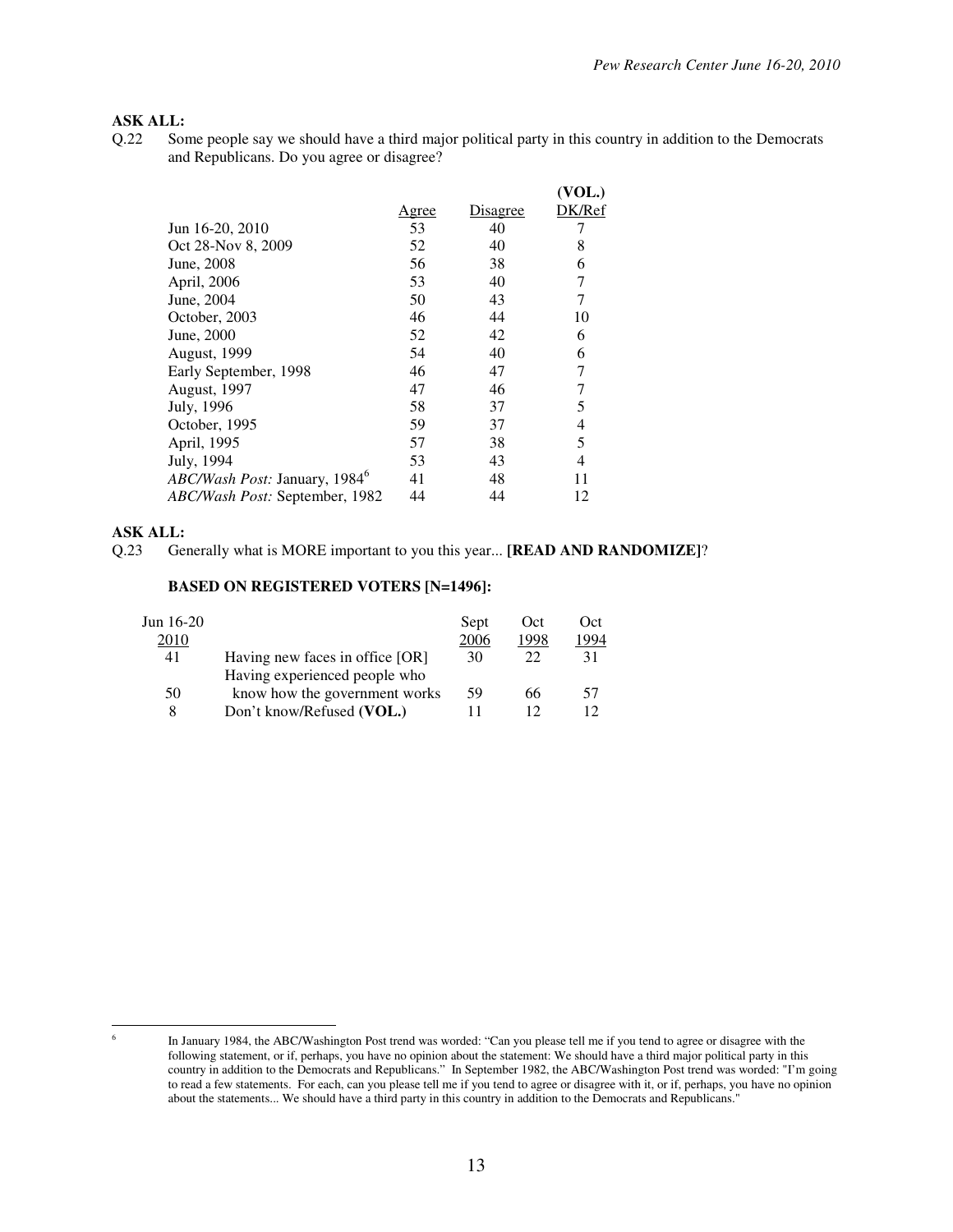**ASK ALL:**

Q.22 Some people say we should have a third major political party in this country in addition to the Democrats and Republicans. Do you agree or disagree?

| | Agree | Disagree | (VOL.) DK/Ref |
|---|---|---|---|
| Jun 16-20, 2010 | 53 | 40 | 7 |
| Oct 28-Nov 8, 2009 | 52 | 40 | 8 |
| June, 2008 | 56 | 38 | 6 |
| April, 2006 | 53 | 40 | 7 |
| June, 2004 | 50 | 43 | 7 |
| October, 2003 | 46 | 44 | 10 |
| June, 2000 | 52 | 42 | 6 |
| August, 1999 | 54 | 40 | 6 |
| Early September, 1998 | 46 | 47 | 7 |
| August, 1997 | 47 | 46 | 7 |
| July, 1996 | 58 | 37 | 5 |
| October, 1995 | 59 | 37 | 4 |
| April, 1995 | 57 | 38 | 5 |
| July, 1994 | 53 | 43 | 4 |
| *ABC/Wash Post:* January, 1984[6] | 41 | 48 | 11 |
| *ABC/Wash Post:* September, 1982 | 44 | 44 | 12 |

**ASK ALL:**

Q.23 Generally what is MORE important to you this year... **[READ AND RANDOMIZE]**?

**BASED ON REGISTERED VOTERS [N=1496]:**

| Jun 16-20 2010 | | Sept 2006 | Oct 1998 | Oct 1994 |
|---|---|---|---|---|
| 41 | Having new faces in office [OR] | 30 | 22 | 31 |
| 50 | Having experienced people who know how the government works | 59 | 66 | 57 |
| 8 | Don't know/Refused **(VOL.)** | 11 | 12 | 12 |

---

[6] In January 1984, the ABC/Washington Post trend was worded: "Can you please tell me if you tend to agree or disagree with the following statement, or if, perhaps, you have no opinion about the statement: We should have a third major political party in this country in addition to the Democrats and Republicans." In September 1982, the ABC/Washington Post trend was worded: "I'm going to read a few statements. For each, can you please tell me if you tend to agree or disagree with it, or if, perhaps, you have no opinion about the statements... We should have a third party in this country in addition to the Democrats and Republicans."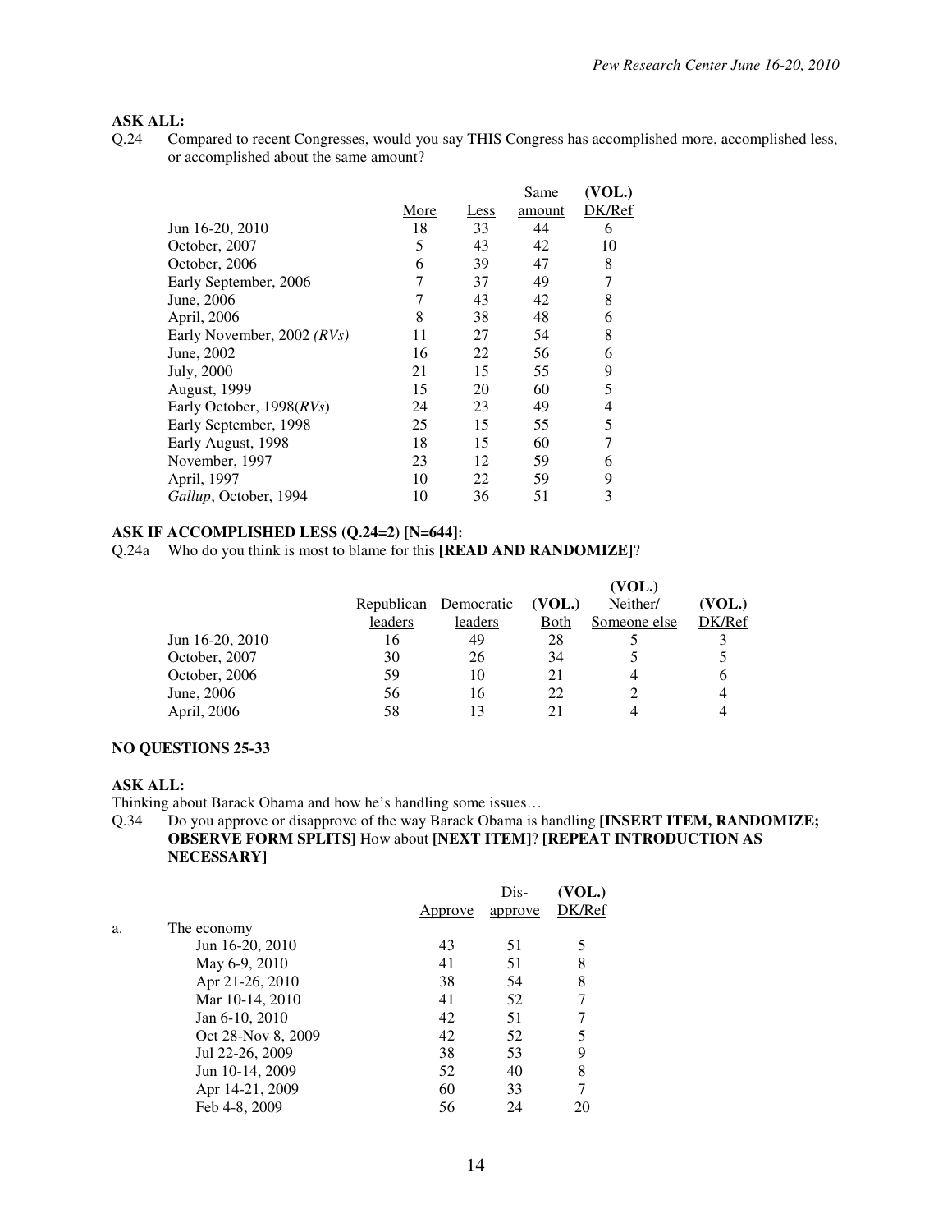**ASK ALL:**

Q.24 Compared to recent Congresses, would you say THIS Congress has accomplished more, accomplished less, or accomplished about the same amount?

| | More | Less | Same amount | (VOL.) DK/Ref |
|---|---|---|---|---|
| Jun 16-20, 2010 | 18 | 33 | 44 | 6 |
| October, 2007 | 5 | 43 | 42 | 10 |
| October, 2006 | 6 | 39 | 47 | 8 |
| Early September, 2006 | 7 | 37 | 49 | 7 |
| June, 2006 | 7 | 43 | 42 | 8 |
| April, 2006 | 8 | 38 | 48 | 6 |
| Early November, 2002 *(RVs)* | 11 | 27 | 54 | 8 |
| June, 2002 | 16 | 22 | 56 | 6 |
| July, 2000 | 21 | 15 | 55 | 9 |
| August, 1999 | 15 | 20 | 60 | 5 |
| Early October, 1998*(RVs)* | 24 | 23 | 49 | 4 |
| Early September, 1998 | 25 | 15 | 55 | 5 |
| Early August, 1998 | 18 | 15 | 60 | 7 |
| November, 1997 | 23 | 12 | 59 | 6 |
| April, 1997 | 10 | 22 | 59 | 9 |
| *Gallup*, October, 1994 | 10 | 36 | 51 | 3 |

**ASK IF ACCOMPLISHED LESS (Q.24=2) [N=644]:**

Q.24a Who do you think is most to blame for this **[READ AND RANDOMIZE]**?

| | Republican leaders | Democratic leaders | (VOL.) Both | (VOL.) Neither/ Someone else | (VOL.) DK/Ref |
|---|---|---|---|---|---|
| Jun 16-20, 2010 | 16 | 49 | 28 | 5 | 3 |
| October, 2007 | 30 | 26 | 34 | 5 | 5 |
| October, 2006 | 59 | 10 | 21 | 4 | 6 |
| June, 2006 | 56 | 16 | 22 | 2 | 4 |
| April, 2006 | 58 | 13 | 21 | 4 | 4 |

**NO QUESTIONS 25-33**

**ASK ALL:**

Thinking about Barack Obama and how he's handling some issues…

Q.34 Do you approve or disapprove of the way Barack Obama is handling **[INSERT ITEM, RANDOMIZE; OBSERVE FORM SPLITS]** How about **[NEXT ITEM]**? **[REPEAT INTRODUCTION AS NECESSARY]**

| | | Approve | Dis-approve | (VOL.) DK/Ref |
|---|---|---|---|---|
| a. | The economy | | | |
| | Jun 16-20, 2010 | 43 | 51 | 5 |
| | May 6-9, 2010 | 41 | 51 | 8 |
| | Apr 21-26, 2010 | 38 | 54 | 8 |
| | Mar 10-14, 2010 | 41 | 52 | 7 |
| | Jan 6-10, 2010 | 42 | 51 | 7 |
| | Oct 28-Nov 8, 2009 | 42 | 52 | 5 |
| | Jul 22-26, 2009 | 38 | 53 | 9 |
| | Jun 10-14, 2009 | 52 | 40 | 8 |
| | Apr 14-21, 2009 | 60 | 33 | 7 |
| | Feb 4-8, 2009 | 56 | 24 | 20 |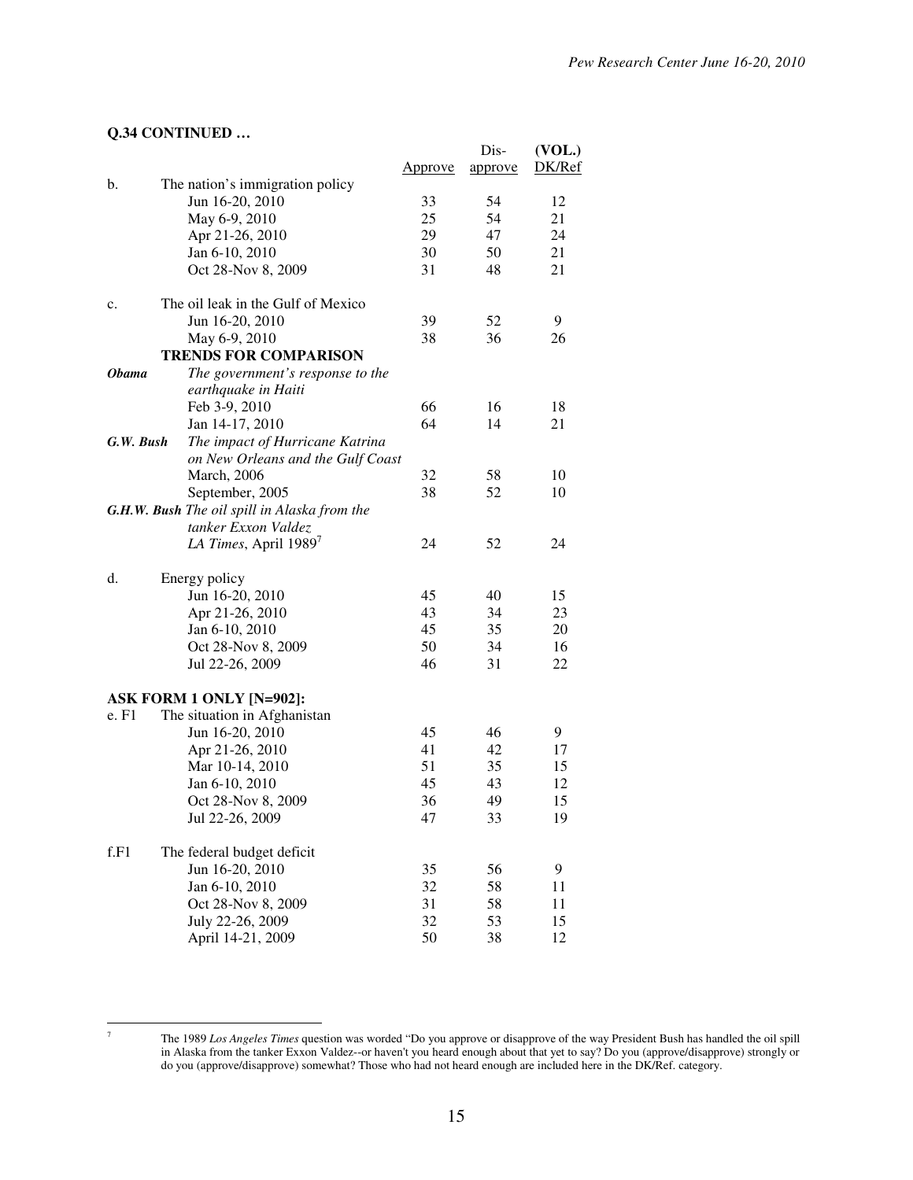**Q.34 CONTINUED …**

| | | Approve | Dis-approve | (VOL.) DK/Ref |
|---|---|---|---|---|
| b. | The nation's immigration policy | | | |
| | Jun 16-20, 2010 | 33 | 54 | 12 |
| | May 6-9, 2010 | 25 | 54 | 21 |
| | Apr 21-26, 2010 | 29 | 47 | 24 |
| | Jan 6-10, 2010 | 30 | 50 | 21 |
| | Oct 28-Nov 8, 2009 | 31 | 48 | 21 |
| c. | The oil leak in the Gulf of Mexico | | | |
| | Jun 16-20, 2010 | 39 | 52 | 9 |
| | May 6-9, 2010 | 38 | 36 | 26 |
| | **TRENDS FOR COMPARISON** | | | |
| ***Obama*** | *The government's response to the earthquake in Haiti* | | | |
| | Feb 3-9, 2010 | 66 | 16 | 18 |
| | Jan 14-17, 2010 | 64 | 14 | 21 |
| ***G.W. Bush*** | *The impact of Hurricane Katrina on New Orleans and the Gulf Coast* | | | |
| | March, 2006 | 32 | 58 | 10 |
| | September, 2005 | 38 | 52 | 10 |
| ***G.H.W. Bush*** | *The oil spill in Alaska from the tanker Exxon Valdez* | | | |
| | *LA Times*, April 1989[7] | 24 | 52 | 24 |
| d. | Energy policy | | | |
| | Jun 16-20, 2010 | 45 | 40 | 15 |
| | Apr 21-26, 2010 | 43 | 34 | 23 |
| | Jan 6-10, 2010 | 45 | 35 | 20 |
| | Oct 28-Nov 8, 2009 | 50 | 34 | 16 |
| | Jul 22-26, 2009 | 46 | 31 | 22 |
| **ASK FORM 1 ONLY [N=902]:** | | | | |
| e. F1 | The situation in Afghanistan | | | |
| | Jun 16-20, 2010 | 45 | 46 | 9 |
| | Apr 21-26, 2010 | 41 | 42 | 17 |
| | Mar 10-14, 2010 | 51 | 35 | 15 |
| | Jan 6-10, 2010 | 45 | 43 | 12 |
| | Oct 28-Nov 8, 2009 | 36 | 49 | 15 |
| | Jul 22-26, 2009 | 47 | 33 | 19 |
| f.F1 | The federal budget deficit | | | |
| | Jun 16-20, 2010 | 35 | 56 | 9 |
| | Jan 6-10, 2010 | 32 | 58 | 11 |
| | Oct 28-Nov 8, 2009 | 31 | 58 | 11 |
| | July 22-26, 2009 | 32 | 53 | 15 |
| | April 14-21, 2009 | 50 | 38 | 12 |

[7] The 1989 *Los Angeles Times* question was worded "Do you approve or disapprove of the way President Bush has handled the oil spill in Alaska from the tanker Exxon Valdez--or haven't you heard enough about that yet to say? Do you (approve/disapprove) strongly or do you (approve/disapprove) somewhat? Those who had not heard enough are included here in the DK/Ref. category.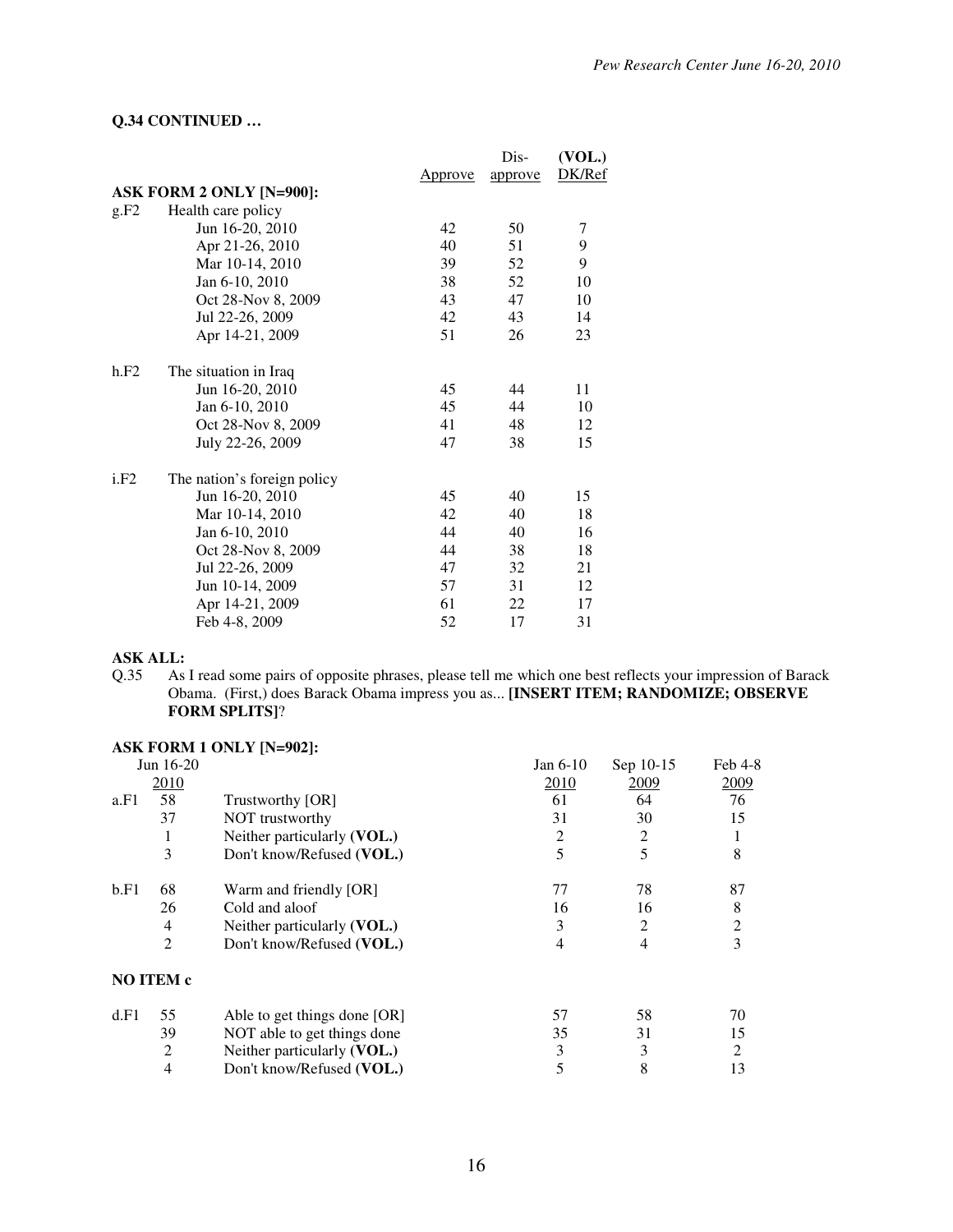**Q.34 CONTINUED …**

| | | Approve | Dis-approve | (VOL.) DK/Ref |
|---|---|---|---|---|
| **ASK FORM 2 ONLY [N=900]:** | | | | |
| g.F2 | Health care policy | | | |
| | Jun 16-20, 2010 | 42 | 50 | 7 |
| | Apr 21-26, 2010 | 40 | 51 | 9 |
| | Mar 10-14, 2010 | 39 | 52 | 9 |
| | Jan 6-10, 2010 | 38 | 52 | 10 |
| | Oct 28-Nov 8, 2009 | 43 | 47 | 10 |
| | Jul 22-26, 2009 | 42 | 43 | 14 |
| | Apr 14-21, 2009 | 51 | 26 | 23 |
| h.F2 | The situation in Iraq | | | |
| | Jun 16-20, 2010 | 45 | 44 | 11 |
| | Jan 6-10, 2010 | 45 | 44 | 10 |
| | Oct 28-Nov 8, 2009 | 41 | 48 | 12 |
| | July 22-26, 2009 | 47 | 38 | 15 |
| i.F2 | The nation's foreign policy | | | |
| | Jun 16-20, 2010 | 45 | 40 | 15 |
| | Mar 10-14, 2010 | 42 | 40 | 18 |
| | Jan 6-10, 2010 | 44 | 40 | 16 |
| | Oct 28-Nov 8, 2009 | 44 | 38 | 18 |
| | Jul 22-26, 2009 | 47 | 32 | 21 |
| | Jun 10-14, 2009 | 57 | 31 | 12 |
| | Apr 14-21, 2009 | 61 | 22 | 17 |
| | Feb 4-8, 2009 | 52 | 17 | 31 |

**ASK ALL:**

Q.35 As I read some pairs of opposite phrases, please tell me which one best reflects your impression of Barack Obama. (First,) does Barack Obama impress you as... **[INSERT ITEM; RANDOMIZE; OBSERVE FORM SPLITS]**?

**ASK FORM 1 ONLY [N=902]:**

| | Jun 16-20 2010 | | Jan 6-10 2010 | Sep 10-15 2009 | Feb 4-8 2009 |
|---|---|---|---|---|---|
| a.F1 | 58 | Trustworthy [OR] | 61 | 64 | 76 |
| | 37 | NOT trustworthy | 31 | 30 | 15 |
| | 1 | Neither particularly **(VOL.)** | 2 | 2 | 1 |
| | 3 | Don't know/Refused **(VOL.)** | 5 | 5 | 8 |
| b.F1 | 68 | Warm and friendly [OR] | 77 | 78 | 87 |
| | 26 | Cold and aloof | 16 | 16 | 8 |
| | 4 | Neither particularly **(VOL.)** | 3 | 2 | 2 |
| | 2 | Don't know/Refused **(VOL.)** | 4 | 4 | 3 |
| **NO ITEM c** | | | | | |
| d.F1 | 55 | Able to get things done [OR] | 57 | 58 | 70 |
| | 39 | NOT able to get things done | 35 | 31 | 15 |
| | 2 | Neither particularly **(VOL.)** | 3 | 3 | 2 |
| | 4 | Don't know/Refused **(VOL.)** | 5 | 8 | 13 |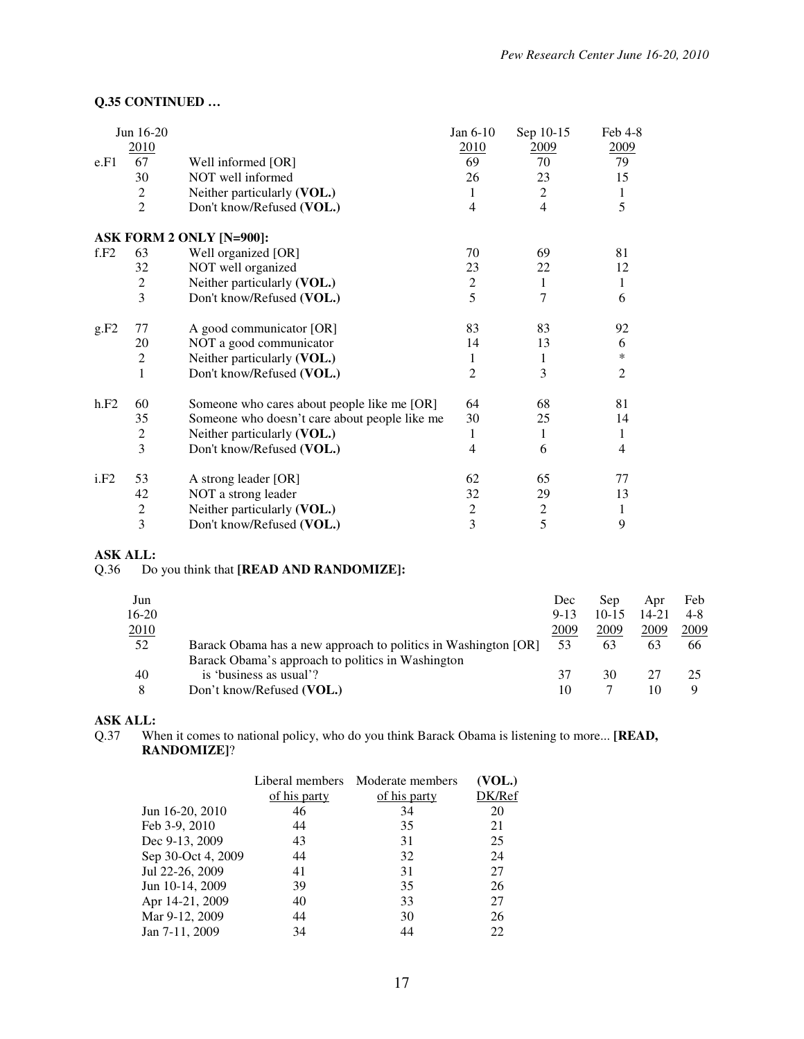**Q.35 CONTINUED …**

| | Jun 16-20 2010 | | Jan 6-10 2010 | Sep 10-15 2009 | Feb 4-8 2009 |
|---|---|---|---|---|---|
| e.F1 | 67 | Well informed [OR] | 69 | 70 | 79 |
| | 30 | NOT well informed | 26 | 23 | 15 |
| | 2 | Neither particularly **(VOL.)** | 1 | 2 | 1 |
| | 2 | Don't know/Refused **(VOL.)** | 4 | 4 | 5 |
| | | **ASK FORM 2 ONLY [N=900]:** | | | |
| f.F2 | 63 | Well organized [OR] | 70 | 69 | 81 |
| | 32 | NOT well organized | 23 | 22 | 12 |
| | 2 | Neither particularly **(VOL.)** | 2 | 1 | 1 |
| | 3 | Don't know/Refused **(VOL.)** | 5 | 7 | 6 |
| g.F2 | 77 | A good communicator [OR] | 83 | 83 | 92 |
| | 20 | NOT a good communicator | 14 | 13 | 6 |
| | 2 | Neither particularly **(VOL.)** | 1 | 1 | * |
| | 1 | Don't know/Refused **(VOL.)** | 2 | 3 | 2 |
| h.F2 | 60 | Someone who cares about people like me [OR] | 64 | 68 | 81 |
| | 35 | Someone who doesn't care about people like me | 30 | 25 | 14 |
| | 2 | Neither particularly **(VOL.)** | 1 | 1 | 1 |
| | 3 | Don't know/Refused **(VOL.)** | 4 | 6 | 4 |
| i.F2 | 53 | A strong leader [OR] | 62 | 65 | 77 |
| | 42 | NOT a strong leader | 32 | 29 | 13 |
| | 2 | Neither particularly **(VOL.)** | 2 | 2 | 1 |
| | 3 | Don't know/Refused **(VOL.)** | 3 | 5 | 9 |

**ASK ALL:**

Q.36 Do you think that **[READ AND RANDOMIZE]:**

| Jun 16-20 2010 | | Dec 9-13 2009 | Sep 10-15 2009 | Apr 14-21 2009 | Feb 4-8 2009 |
|---|---|---|---|---|---|
| 52 | Barack Obama has a new approach to politics in Washington [OR] | 53 | 63 | 63 | 66 |
| 40 | Barack Obama's approach to politics in Washington is 'business as usual'? | 37 | 30 | 27 | 25 |
| 8 | Don't know/Refused **(VOL.)** | 10 | 7 | 10 | 9 |

**ASK ALL:**

Q.37 When it comes to national policy, who do you think Barack Obama is listening to more... **[READ, RANDOMIZE]**?

| | Liberal members of his party | Moderate members of his party | **(VOL.)** DK/Ref |
|---|---|---|---|
| Jun 16-20, 2010 | 46 | 34 | 20 |
| Feb 3-9, 2010 | 44 | 35 | 21 |
| Dec 9-13, 2009 | 43 | 31 | 25 |
| Sep 30-Oct 4, 2009 | 44 | 32 | 24 |
| Jul 22-26, 2009 | 41 | 31 | 27 |
| Jun 10-14, 2009 | 39 | 35 | 26 |
| Apr 14-21, 2009 | 40 | 33 | 27 |
| Mar 9-12, 2009 | 44 | 30 | 26 |
| Jan 7-11, 2009 | 34 | 44 | 22 |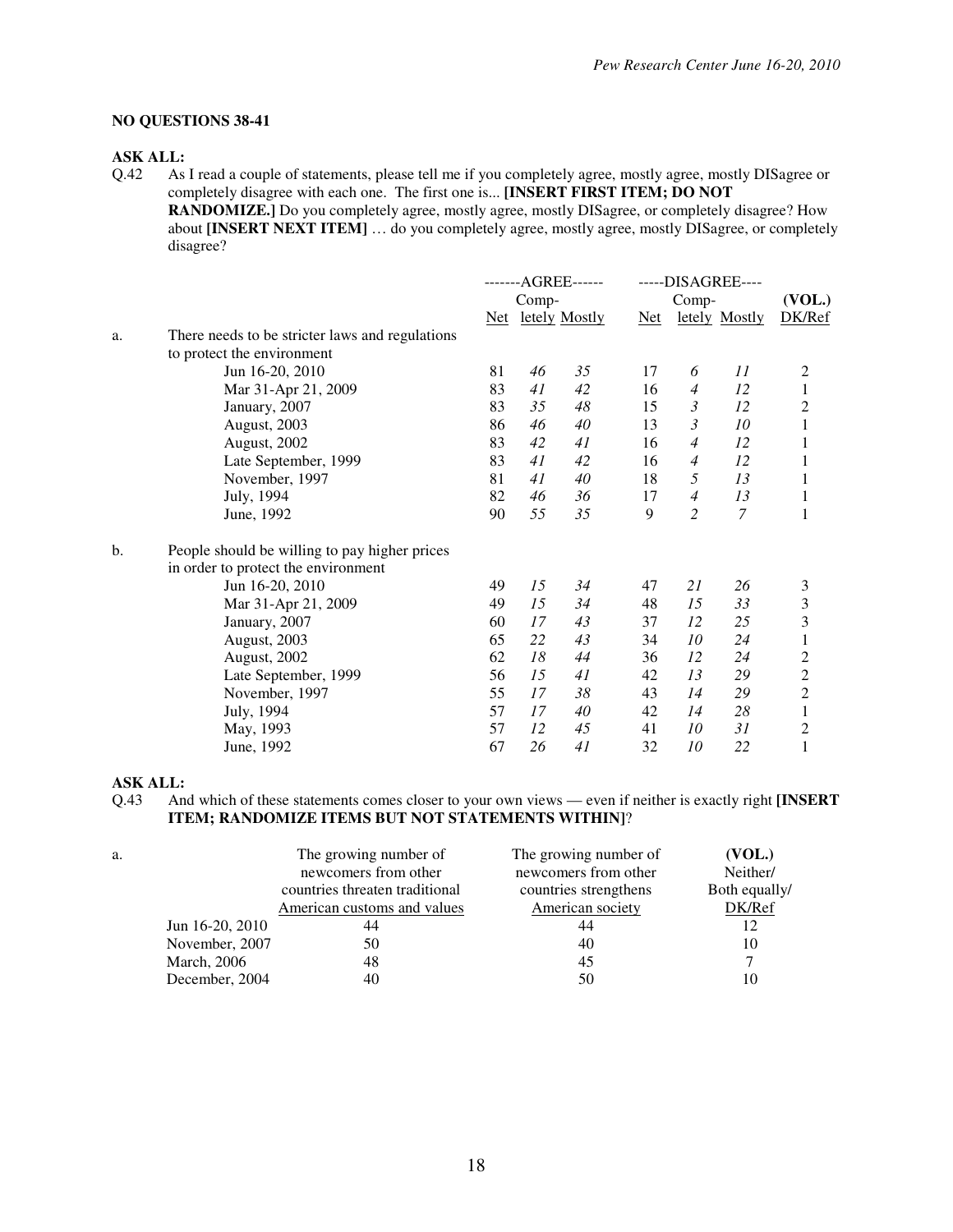**NO QUESTIONS 38-41**

**ASK ALL:**

Q.42 As I read a couple of statements, please tell me if you completely agree, mostly agree, mostly DISagree or completely disagree with each one. The first one is... **[INSERT FIRST ITEM; DO NOT RANDOMIZE.]** Do you completely agree, mostly agree, mostly DISagree, or completely disagree? How about **[INSERT NEXT ITEM]** … do you completely agree, mostly agree, mostly DISagree, or completely disagree?

| | | -------AGREE------ | | | -----DISAGREE---- | | | **(VOL.)** |
|---|---|---|---|---|---|---|---|---|
| | | Net | Comp-letely | Mostly | Net | Comp-letely | Mostly | DK/Ref |
| a. | There needs to be stricter laws and regulations to protect the environment | | | | | | | |
| | Jun 16-20, 2010 | 81 | *46* | *35* | 17 | *6* | *11* | 2 |
| | Mar 31-Apr 21, 2009 | 83 | *41* | *42* | 16 | *4* | *12* | 1 |
| | January, 2007 | 83 | *35* | *48* | 15 | *3* | *12* | 2 |
| | August, 2003 | 86 | *46* | *40* | 13 | *3* | *10* | 1 |
| | August, 2002 | 83 | *42* | *41* | 16 | *4* | *12* | 1 |
| | Late September, 1999 | 83 | *41* | *42* | 16 | *4* | *12* | 1 |
| | November, 1997 | 81 | *41* | *40* | 18 | *5* | *13* | 1 |
| | July, 1994 | 82 | *46* | *36* | 17 | *4* | *13* | 1 |
| | June, 1992 | 90 | *55* | *35* | 9 | *2* | *7* | 1 |
| b. | People should be willing to pay higher prices in order to protect the environment | | | | | | | |
| | Jun 16-20, 2010 | 49 | *15* | *34* | 47 | *21* | *26* | 3 |
| | Mar 31-Apr 21, 2009 | 49 | *15* | *34* | 48 | *15* | *33* | 3 |
| | January, 2007 | 60 | *17* | *43* | 37 | *12* | *25* | 3 |
| | August, 2003 | 65 | *22* | *43* | 34 | *10* | *24* | 1 |
| | August, 2002 | 62 | *18* | *44* | 36 | *12* | *24* | 2 |
| | Late September, 1999 | 56 | *15* | *41* | 42 | *13* | *29* | 2 |
| | November, 1997 | 55 | *17* | *38* | 43 | *14* | *29* | 2 |
| | July, 1994 | 57 | *17* | *40* | 42 | *14* | *28* | 1 |
| | May, 1993 | 57 | *12* | *45* | 41 | *10* | *31* | 2 |
| | June, 1992 | 67 | *26* | *41* | 32 | *10* | *22* | 1 |

**ASK ALL:**

Q.43 And which of these statements comes closer to your own views — even if neither is exactly right **[INSERT ITEM; RANDOMIZE ITEMS BUT NOT STATEMENTS WITHIN]**?

| a. | | The growing number of newcomers from other countries threaten traditional American customs and values | The growing number of newcomers from other countries strengthens American society | **(VOL.)** Neither/ Both equally/ DK/Ref |
|---|---|---|---|---|
| | Jun 16-20, 2010 | 44 | 44 | 12 |
| | November, 2007 | 50 | 40 | 10 |
| | March, 2006 | 48 | 45 | 7 |
| | December, 2004 | 40 | 50 | 10 |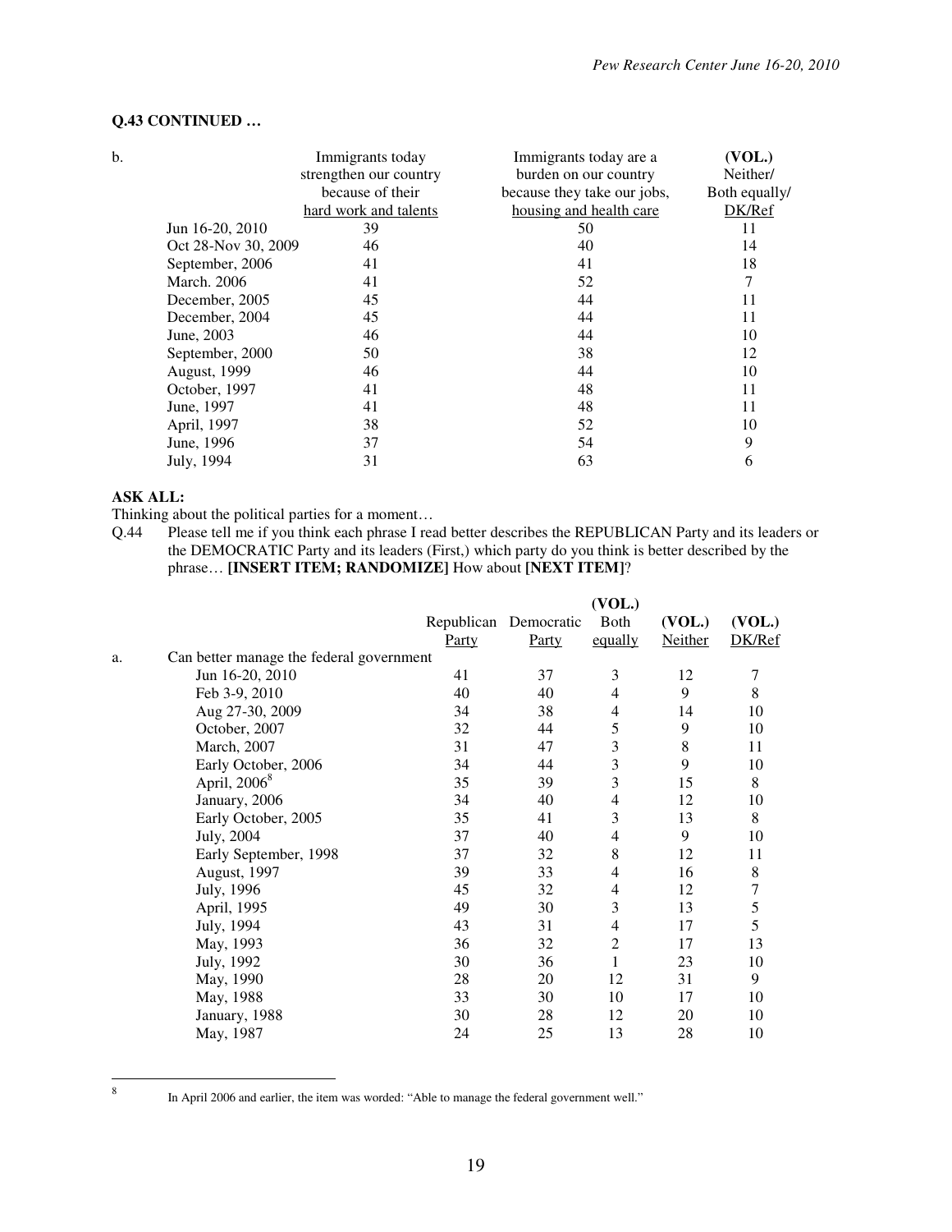**Q.43 CONTINUED …**

b.

| | Immigrants today strengthen our country because of their hard work and talents | Immigrants today are a burden on our country because they take our jobs, housing and health care | (VOL.) Neither/ Both equally/ DK/Ref |
|---|---|---|---|
| Jun 16-20, 2010 | 39 | 50 | 11 |
| Oct 28-Nov 30, 2009 | 46 | 40 | 14 |
| September, 2006 | 41 | 41 | 18 |
| March. 2006 | 41 | 52 | 7 |
| December, 2005 | 45 | 44 | 11 |
| December, 2004 | 45 | 44 | 11 |
| June, 2003 | 46 | 44 | 10 |
| September, 2000 | 50 | 38 | 12 |
| August, 1999 | 46 | 44 | 10 |
| October, 1997 | 41 | 48 | 11 |
| June, 1997 | 41 | 48 | 11 |
| April, 1997 | 38 | 52 | 10 |
| June, 1996 | 37 | 54 | 9 |
| July, 1994 | 31 | 63 | 6 |

**ASK ALL:**

Thinking about the political parties for a moment…

Q.44 Please tell me if you think each phrase I read better describes the REPUBLICAN Party and its leaders or the DEMOCRATIC Party and its leaders (First,) which party do you think is better described by the phrase… **[INSERT ITEM; RANDOMIZE]** How about **[NEXT ITEM]**?

| | Republican Party | Democratic Party | (VOL.) Both equally | (VOL.) Neither | (VOL.) DK/Ref |
|---|---|---|---|---|---|
| a. Can better manage the federal government | | | | | |
| Jun 16-20, 2010 | 41 | 37 | 3 | 12 | 7 |
| Feb 3-9, 2010 | 40 | 40 | 4 | 9 | 8 |
| Aug 27-30, 2009 | 34 | 38 | 4 | 14 | 10 |
| October, 2007 | 32 | 44 | 5 | 9 | 10 |
| March, 2007 | 31 | 47 | 3 | 8 | 11 |
| Early October, 2006 | 34 | 44 | 3 | 9 | 10 |
| April, 2006[8] | 35 | 39 | 3 | 15 | 8 |
| January, 2006 | 34 | 40 | 4 | 12 | 10 |
| Early October, 2005 | 35 | 41 | 3 | 13 | 8 |
| July, 2004 | 37 | 40 | 4 | 9 | 10 |
| Early September, 1998 | 37 | 32 | 8 | 12 | 11 |
| August, 1997 | 39 | 33 | 4 | 16 | 8 |
| July, 1996 | 45 | 32 | 4 | 12 | 7 |
| April, 1995 | 49 | 30 | 3 | 13 | 5 |
| July, 1994 | 43 | 31 | 4 | 17 | 5 |
| May, 1993 | 36 | 32 | 2 | 17 | 13 |
| July, 1992 | 30 | 36 | 1 | 23 | 10 |
| May, 1990 | 28 | 20 | 12 | 31 | 9 |
| May, 1988 | 33 | 30 | 10 | 17 | 10 |
| January, 1988 | 30 | 28 | 12 | 20 | 10 |
| May, 1987 | 24 | 25 | 13 | 28 | 10 |

[8] In April 2006 and earlier, the item was worded: "Able to manage the federal government well."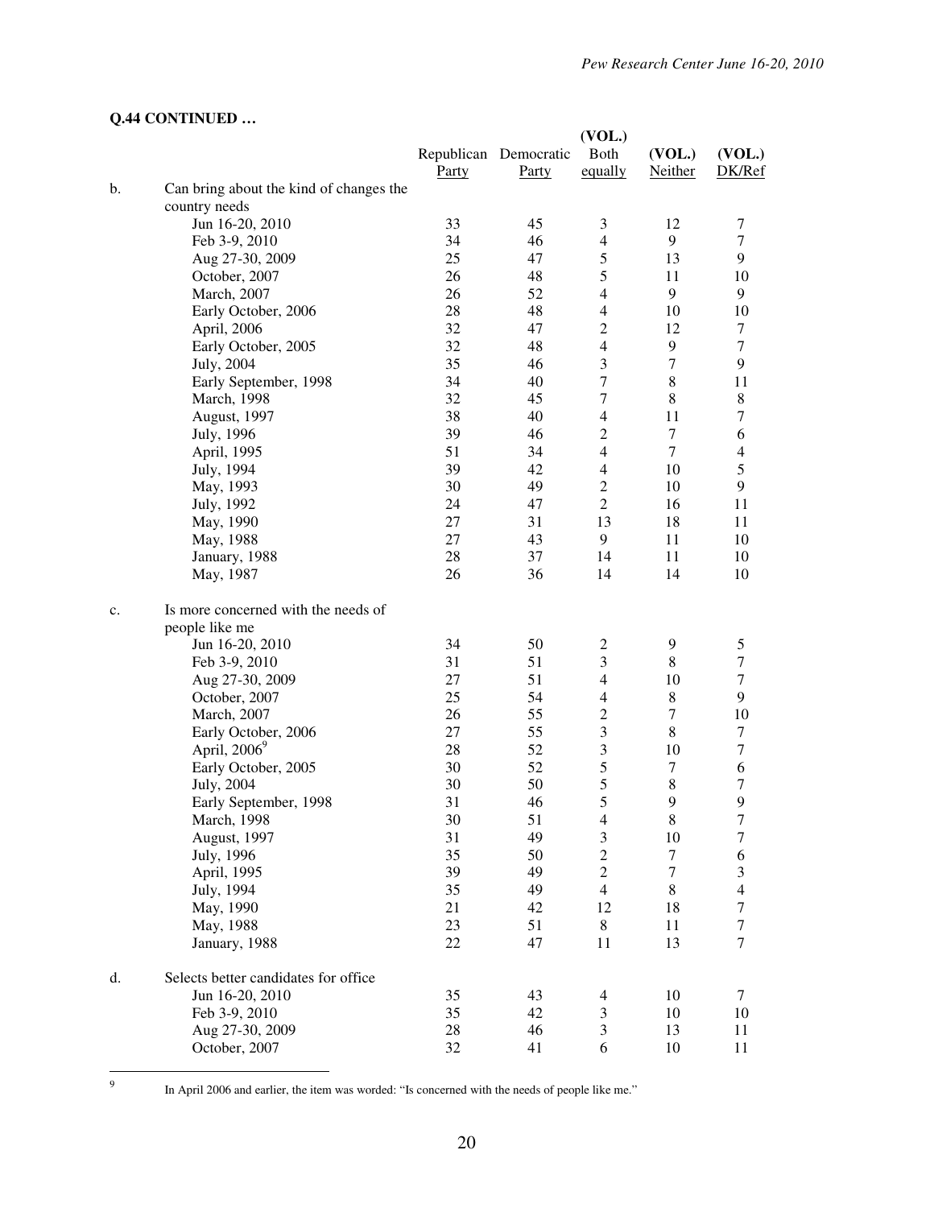**Q.44 CONTINUED …**

| | | Republican Party | Democratic Party | (VOL.) Both equally | (VOL.) Neither | (VOL.) DK/Ref |
|---|---|---|---|---|---|---|
| b. | Can bring about the kind of changes the country needs | | | | | |
| | Jun 16-20, 2010 | 33 | 45 | 3 | 12 | 7 |
| | Feb 3-9, 2010 | 34 | 46 | 4 | 9 | 7 |
| | Aug 27-30, 2009 | 25 | 47 | 5 | 13 | 9 |
| | October, 2007 | 26 | 48 | 5 | 11 | 10 |
| | March, 2007 | 26 | 52 | 4 | 9 | 9 |
| | Early October, 2006 | 28 | 48 | 4 | 10 | 10 |
| | April, 2006 | 32 | 47 | 2 | 12 | 7 |
| | Early October, 2005 | 32 | 48 | 4 | 9 | 7 |
| | July, 2004 | 35 | 46 | 3 | 7 | 9 |
| | Early September, 1998 | 34 | 40 | 7 | 8 | 11 |
| | March, 1998 | 32 | 45 | 7 | 8 | 8 |
| | August, 1997 | 38 | 40 | 4 | 11 | 7 |
| | July, 1996 | 39 | 46 | 2 | 7 | 6 |
| | April, 1995 | 51 | 34 | 4 | 7 | 4 |
| | July, 1994 | 39 | 42 | 4 | 10 | 5 |
| | May, 1993 | 30 | 49 | 2 | 10 | 9 |
| | July, 1992 | 24 | 47 | 2 | 16 | 11 |
| | May, 1990 | 27 | 31 | 13 | 18 | 11 |
| | May, 1988 | 27 | 43 | 9 | 11 | 10 |
| | January, 1988 | 28 | 37 | 14 | 11 | 10 |
| | May, 1987 | 26 | 36 | 14 | 14 | 10 |
| c. | Is more concerned with the needs of people like me | | | | | |
| | Jun 16-20, 2010 | 34 | 50 | 2 | 9 | 5 |
| | Feb 3-9, 2010 | 31 | 51 | 3 | 8 | 7 |
| | Aug 27-30, 2009 | 27 | 51 | 4 | 10 | 7 |
| | October, 2007 | 25 | 54 | 4 | 8 | 9 |
| | March, 2007 | 26 | 55 | 2 | 7 | 10 |
| | Early October, 2006 | 27 | 55 | 3 | 8 | 7 |
| | April, 2006[9] | 28 | 52 | 3 | 10 | 7 |
| | Early October, 2005 | 30 | 52 | 5 | 7 | 6 |
| | July, 2004 | 30 | 50 | 5 | 8 | 7 |
| | Early September, 1998 | 31 | 46 | 5 | 9 | 9 |
| | March, 1998 | 30 | 51 | 4 | 8 | 7 |
| | August, 1997 | 31 | 49 | 3 | 10 | 7 |
| | July, 1996 | 35 | 50 | 2 | 7 | 6 |
| | April, 1995 | 39 | 49 | 2 | 7 | 3 |
| | July, 1994 | 35 | 49 | 4 | 8 | 4 |
| | May, 1990 | 21 | 42 | 12 | 18 | 7 |
| | May, 1988 | 23 | 51 | 8 | 11 | 7 |
| | January, 1988 | 22 | 47 | 11 | 13 | 7 |
| d. | Selects better candidates for office | | | | | |
| | Jun 16-20, 2010 | 35 | 43 | 4 | 10 | 7 |
| | Feb 3-9, 2010 | 35 | 42 | 3 | 10 | 10 |
| | Aug 27-30, 2009 | 28 | 46 | 3 | 13 | 11 |
| | October, 2007 | 32 | 41 | 6 | 10 | 11 |

[9] In April 2006 and earlier, the item was worded: "Is concerned with the needs of people like me."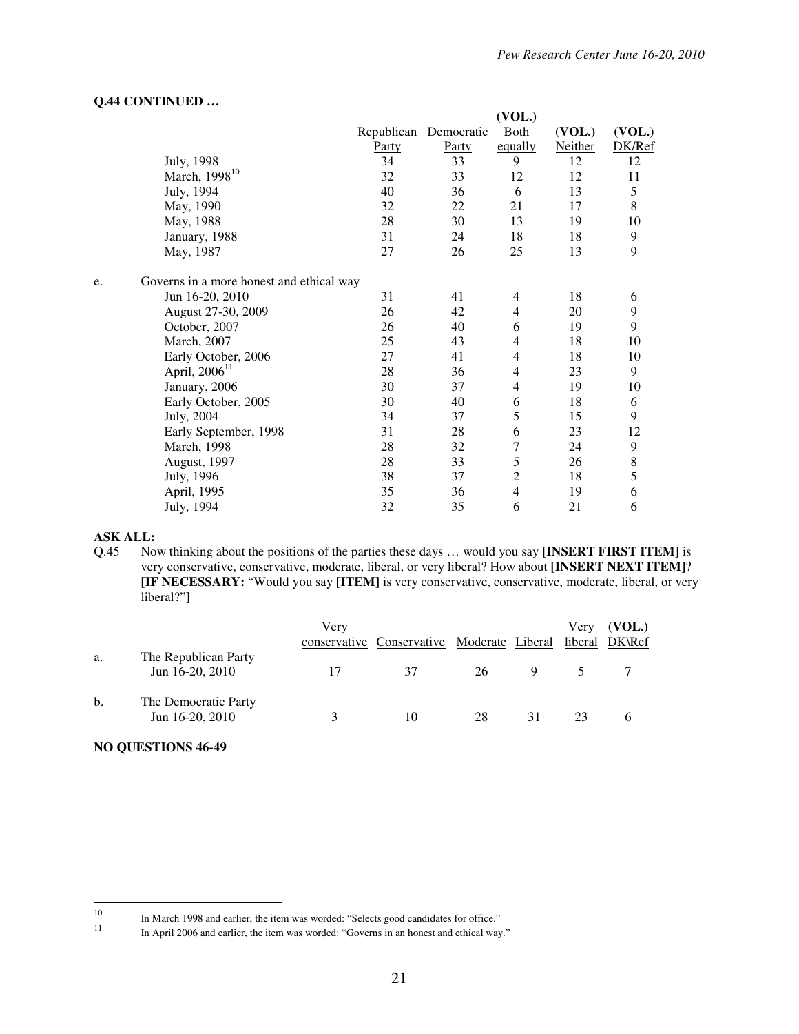**Q.44 CONTINUED …**

| | Republican Party | Democratic Party | (VOL.) Both equally | (VOL.) Neither | (VOL.) DK/Ref |
|---|---|---|---|---|---|
| July, 1998 | 34 | 33 | 9 | 12 | 12 |
| March, 1998[10] | 32 | 33 | 12 | 12 | 11 |
| July, 1994 | 40 | 36 | 6 | 13 | 5 |
| May, 1990 | 32 | 22 | 21 | 17 | 8 |
| May, 1988 | 28 | 30 | 13 | 19 | 10 |
| January, 1988 | 31 | 24 | 18 | 18 | 9 |
| May, 1987 | 27 | 26 | 25 | 13 | 9 |
| e. Governs in a more honest and ethical way | | | | | |
| Jun 16-20, 2010 | 31 | 41 | 4 | 18 | 6 |
| August 27-30, 2009 | 26 | 42 | 4 | 20 | 9 |
| October, 2007 | 26 | 40 | 6 | 19 | 9 |
| March, 2007 | 25 | 43 | 4 | 18 | 10 |
| Early October, 2006 | 27 | 41 | 4 | 18 | 10 |
| April, 2006[11] | 28 | 36 | 4 | 23 | 9 |
| January, 2006 | 30 | 37 | 4 | 19 | 10 |
| Early October, 2005 | 30 | 40 | 6 | 18 | 6 |
| July, 2004 | 34 | 37 | 5 | 15 | 9 |
| Early September, 1998 | 31 | 28 | 6 | 23 | 12 |
| March, 1998 | 28 | 32 | 7 | 24 | 9 |
| August, 1997 | 28 | 33 | 5 | 26 | 8 |
| July, 1996 | 38 | 37 | 2 | 18 | 5 |
| April, 1995 | 35 | 36 | 4 | 19 | 6 |
| July, 1994 | 32 | 35 | 6 | 21 | 6 |

**ASK ALL:**

Q.45 Now thinking about the positions of the parties these days … would you say **[INSERT FIRST ITEM]** is very conservative, conservative, moderate, liberal, or very liberal? How about **[INSERT NEXT ITEM]**? **[IF NECESSARY:** "Would you say **[ITEM]** is very conservative, conservative, moderate, liberal, or very liberal?"**]**

| | Very conservative | Conservative | Moderate | Liberal | Very liberal | (VOL.) DK\Ref |
|---|---|---|---|---|---|---|
| a. The Republican Party | | | | | | |
| Jun 16-20, 2010 | 17 | 37 | 26 | 9 | 5 | 7 |
| b. The Democratic Party | | | | | | |
| Jun 16-20, 2010 | 3 | 10 | 28 | 31 | 23 | 6 |

**NO QUESTIONS 46-49**

[10] In March 1998 and earlier, the item was worded: "Selects good candidates for office."

[11] In April 2006 and earlier, the item was worded: "Governs in an honest and ethical way."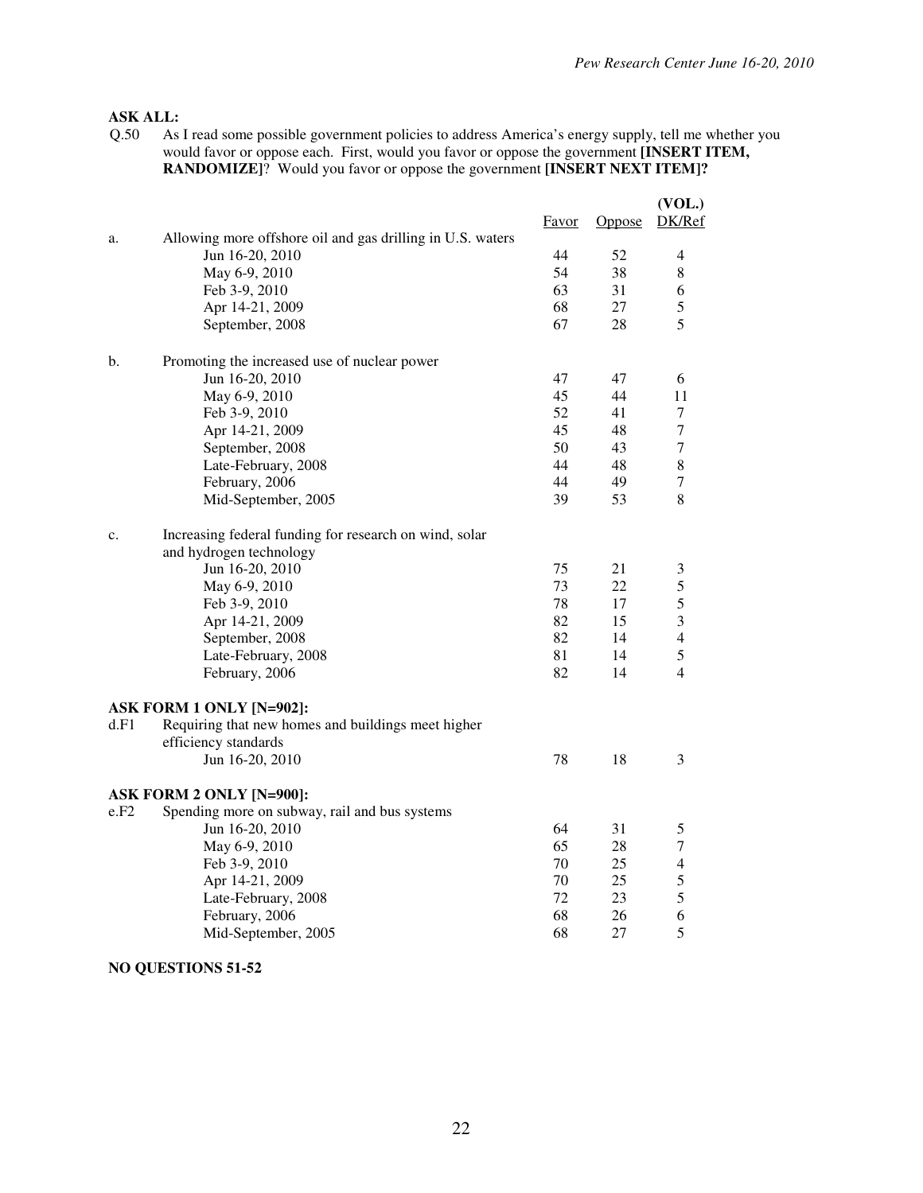**ASK ALL:**

Q.50 As I read some possible government policies to address America's energy supply, tell me whether you would favor or oppose each. First, would you favor or oppose the government **[INSERT ITEM, RANDOMIZE]**? Would you favor or oppose the government **[INSERT NEXT ITEM]?**

| | | Favor | Oppose | (VOL.) DK/Ref |
|---|---|---|---|---|
| a. | Allowing more offshore oil and gas drilling in U.S. waters | | | |
| | Jun 16-20, 2010 | 44 | 52 | 4 |
| | May 6-9, 2010 | 54 | 38 | 8 |
| | Feb 3-9, 2010 | 63 | 31 | 6 |
| | Apr 14-21, 2009 | 68 | 27 | 5 |
| | September, 2008 | 67 | 28 | 5 |
| b. | Promoting the increased use of nuclear power | | | |
| | Jun 16-20, 2010 | 47 | 47 | 6 |
| | May 6-9, 2010 | 45 | 44 | 11 |
| | Feb 3-9, 2010 | 52 | 41 | 7 |
| | Apr 14-21, 2009 | 45 | 48 | 7 |
| | September, 2008 | 50 | 43 | 7 |
| | Late-February, 2008 | 44 | 48 | 8 |
| | February, 2006 | 44 | 49 | 7 |
| | Mid-September, 2005 | 39 | 53 | 8 |
| c. | Increasing federal funding for research on wind, solar and hydrogen technology | | | |
| | Jun 16-20, 2010 | 75 | 21 | 3 |
| | May 6-9, 2010 | 73 | 22 | 5 |
| | Feb 3-9, 2010 | 78 | 17 | 5 |
| | Apr 14-21, 2009 | 82 | 15 | 3 |
| | September, 2008 | 82 | 14 | 4 |
| | Late-February, 2008 | 81 | 14 | 5 |
| | February, 2006 | 82 | 14 | 4 |
| **ASK FORM 1 ONLY [N=902]:** | | | | |
| d.F1 | Requiring that new homes and buildings meet higher efficiency standards | | | |
| | Jun 16-20, 2010 | 78 | 18 | 3 |
| **ASK FORM 2 ONLY [N=900]:** | | | | |
| e.F2 | Spending more on subway, rail and bus systems | | | |
| | Jun 16-20, 2010 | 64 | 31 | 5 |
| | May 6-9, 2010 | 65 | 28 | 7 |
| | Feb 3-9, 2010 | 70 | 25 | 4 |
| | Apr 14-21, 2009 | 70 | 25 | 5 |
| | Late-February, 2008 | 72 | 23 | 5 |
| | February, 2006 | 68 | 26 | 6 |
| | Mid-September, 2005 | 68 | 27 | 5 |

**NO QUESTIONS 51-52**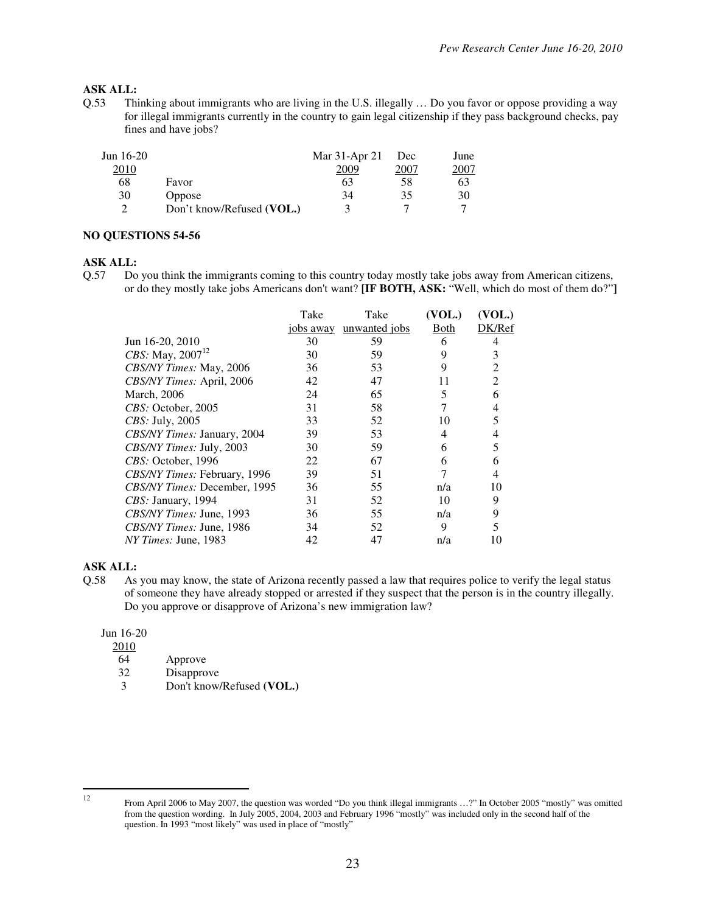**ASK ALL:**

Q.53 Thinking about immigrants who are living in the U.S. illegally … Do you favor or oppose providing a way for illegal immigrants currently in the country to gain legal citizenship if they pass background checks, pay fines and have jobs?

| Jun 16-20 2010 | | Mar 31-Apr 21 2009 | Dec 2007 | June 2007 |
|---|---|---|---|---|
| 68 | Favor | 63 | 58 | 63 |
| 30 | Oppose | 34 | 35 | 30 |
| 2 | Don't know/Refused (**VOL.**) | 3 | 7 | 7 |

**NO QUESTIONS 54-56**

**ASK ALL:**

Q.57 Do you think the immigrants coming to this country today mostly take jobs away from American citizens, or do they mostly take jobs Americans don't want? **[IF BOTH, ASK:** "Well, which do most of them do?"**]**

| | Take jobs away | Take unwanted jobs | (VOL.) Both | (VOL.) DK/Ref |
|---|---|---|---|---|
| Jun 16-20, 2010 | 30 | 59 | 6 | 4 |
| *CBS:* May, 2007[12] | 30 | 59 | 9 | 3 |
| *CBS/NY Times:* May, 2006 | 36 | 53 | 9 | 2 |
| *CBS/NY Times:* April, 2006 | 42 | 47 | 11 | 2 |
| March, 2006 | 24 | 65 | 5 | 6 |
| *CBS:* October, 2005 | 31 | 58 | 7 | 4 |
| *CBS:* July, 2005 | 33 | 52 | 10 | 5 |
| *CBS/NY Times:* January, 2004 | 39 | 53 | 4 | 4 |
| *CBS/NY Times:* July, 2003 | 30 | 59 | 6 | 5 |
| *CBS:* October, 1996 | 22 | 67 | 6 | 6 |
| *CBS/NY Times:* February, 1996 | 39 | 51 | 7 | 4 |
| *CBS/NY Times:* December, 1995 | 36 | 55 | n/a | 10 |
| *CBS:* January, 1994 | 31 | 52 | 10 | 9 |
| *CBS/NY Times:* June, 1993 | 36 | 55 | n/a | 9 |
| *CBS/NY Times:* June, 1986 | 34 | 52 | 9 | 5 |
| *NY Times:* June, 1983 | 42 | 47 | n/a | 10 |

**ASK ALL:**

Q.58 As you may know, the state of Arizona recently passed a law that requires police to verify the legal status of someone they have already stopped or arrested if they suspect that the person is in the country illegally. Do you approve or disapprove of Arizona's new immigration law?

| Jun 16-20 2010 | |
|---|---|
| 64 | Approve |
| 32 | Disapprove |
| 3 | Don't know/Refused (**VOL.**) |

---

[12] From April 2006 to May 2007, the question was worded "Do you think illegal immigrants …?" In October 2005 "mostly" was omitted from the question wording. In July 2005, 2004, 2003 and February 1996 "mostly" was included only in the second half of the question. In 1993 "most likely" was used in place of "mostly"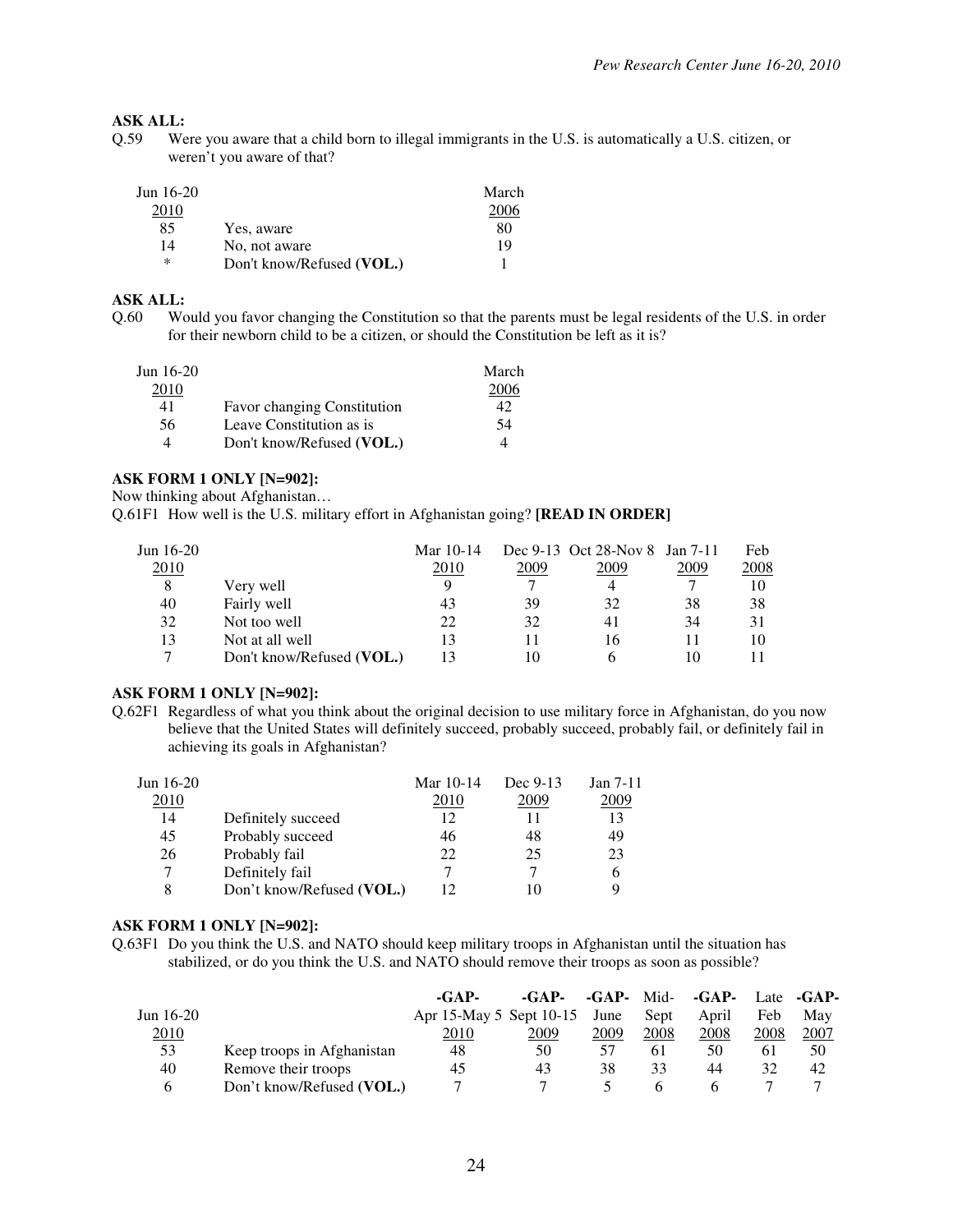**ASK ALL:**

Q.59 Were you aware that a child born to illegal immigrants in the U.S. is automatically a U.S. citizen, or weren't you aware of that?

| Jun 16-20 2010 | | March 2006 |
|---|---|---|
| 85 | Yes, aware | 80 |
| 14 | No, not aware | 19 |
| * | Don't know/Refused (**VOL.**) | 1 |

**ASK ALL:**

Q.60 Would you favor changing the Constitution so that the parents must be legal residents of the U.S. in order for their newborn child to be a citizen, or should the Constitution be left as it is?

| Jun 16-20 2010 | | March 2006 |
|---|---|---|
| 41 | Favor changing Constitution | 42 |
| 56 | Leave Constitution as is | 54 |
| 4 | Don't know/Refused (**VOL.**) | 4 |

**ASK FORM 1 ONLY [N=902]:**

Now thinking about Afghanistan…

Q.61F1 How well is the U.S. military effort in Afghanistan going? **[READ IN ORDER]**

| Jun 16-20 2010 | | Mar 10-14 2010 | Dec 9-13 2009 | Oct 28-Nov 8 2009 | Jan 7-11 2009 | Feb 2008 |
|---|---|---|---|---|---|---|
| 8 | Very well | 9 | 7 | 4 | 7 | 10 |
| 40 | Fairly well | 43 | 39 | 32 | 38 | 38 |
| 32 | Not too well | 22 | 32 | 41 | 34 | 31 |
| 13 | Not at all well | 13 | 11 | 16 | 11 | 10 |
| 7 | Don't know/Refused (**VOL.**) | 13 | 10 | 6 | 10 | 11 |

**ASK FORM 1 ONLY [N=902]:**

Q.62F1 Regardless of what you think about the original decision to use military force in Afghanistan, do you now believe that the United States will definitely succeed, probably succeed, probably fail, or definitely fail in achieving its goals in Afghanistan?

| Jun 16-20 2010 | | Mar 10-14 2010 | Dec 9-13 2009 | Jan 7-11 2009 |
|---|---|---|---|---|
| 14 | Definitely succeed | 12 | 11 | 13 |
| 45 | Probably succeed | 46 | 48 | 49 |
| 26 | Probably fail | 22 | 25 | 23 |
| 7 | Definitely fail | 7 | 7 | 6 |
| 8 | Don't know/Refused (**VOL.**) | 12 | 10 | 9 |

**ASK FORM 1 ONLY [N=902]:**

Q.63F1 Do you think the U.S. and NATO should keep military troops in Afghanistan until the situation has stabilized, or do you think the U.S. and NATO should remove their troops as soon as possible?

| Jun 16-20 2010 | | **-GAP-** Apr 15-May 5 2010 | **-GAP-** Sept 10-15 2009 | **-GAP-** June 2009 | Mid-Sept 2008 | **-GAP-** April 2008 | Late Feb 2008 | **-GAP-** May 2007 |
|---|---|---|---|---|---|---|---|---|
| 53 | Keep troops in Afghanistan | 48 | 50 | 57 | 61 | 50 | 61 | 50 |
| 40 | Remove their troops | 45 | 43 | 38 | 33 | 44 | 32 | 42 |
| 6 | Don't know/Refused (**VOL.**) | 7 | 7 | 5 | 6 | 6 | 7 | 7 |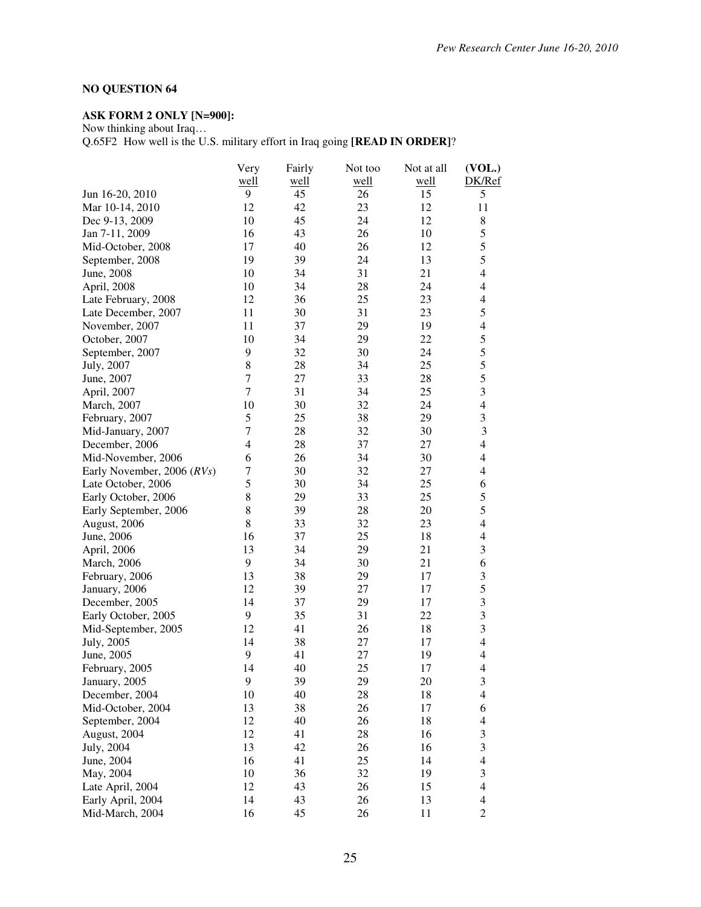**NO QUESTION 64**

**ASK FORM 2 ONLY [N=900]:**

Now thinking about Iraq…

Q.65F2 How well is the U.S. military effort in Iraq going **[READ IN ORDER]**?

| | Very well | Fairly well | Not too well | Not at all well | (VOL.) DK/Ref |
|---|---|---|---|---|---|
| Jun 16-20, 2010 | 9 | 45 | 26 | 15 | 5 |
| Mar 10-14, 2010 | 12 | 42 | 23 | 12 | 11 |
| Dec 9-13, 2009 | 10 | 45 | 24 | 12 | 8 |
| Jan 7-11, 2009 | 16 | 43 | 26 | 10 | 5 |
| Mid-October, 2008 | 17 | 40 | 26 | 12 | 5 |
| September, 2008 | 19 | 39 | 24 | 13 | 5 |
| June, 2008 | 10 | 34 | 31 | 21 | 4 |
| April, 2008 | 10 | 34 | 28 | 24 | 4 |
| Late February, 2008 | 12 | 36 | 25 | 23 | 4 |
| Late December, 2007 | 11 | 30 | 31 | 23 | 5 |
| November, 2007 | 11 | 37 | 29 | 19 | 4 |
| October, 2007 | 10 | 34 | 29 | 22 | 5 |
| September, 2007 | 9 | 32 | 30 | 24 | 5 |
| July, 2007 | 8 | 28 | 34 | 25 | 5 |
| June, 2007 | 7 | 27 | 33 | 28 | 5 |
| April, 2007 | 7 | 31 | 34 | 25 | 3 |
| March, 2007 | 10 | 30 | 32 | 24 | 4 |
| February, 2007 | 5 | 25 | 38 | 29 | 3 |
| Mid-January, 2007 | 7 | 28 | 32 | 30 | 3 |
| December, 2006 | 4 | 28 | 37 | 27 | 4 |
| Mid-November, 2006 | 6 | 26 | 34 | 30 | 4 |
| Early November, 2006 (*RVs*) | 7 | 30 | 32 | 27 | 4 |
| Late October, 2006 | 5 | 30 | 34 | 25 | 6 |
| Early October, 2006 | 8 | 29 | 33 | 25 | 5 |
| Early September, 2006 | 8 | 39 | 28 | 20 | 5 |
| August, 2006 | 8 | 33 | 32 | 23 | 4 |
| June, 2006 | 16 | 37 | 25 | 18 | 4 |
| April, 2006 | 13 | 34 | 29 | 21 | 3 |
| March, 2006 | 9 | 34 | 30 | 21 | 6 |
| February, 2006 | 13 | 38 | 29 | 17 | 3 |
| January, 2006 | 12 | 39 | 27 | 17 | 5 |
| December, 2005 | 14 | 37 | 29 | 17 | 3 |
| Early October, 2005 | 9 | 35 | 31 | 22 | 3 |
| Mid-September, 2005 | 12 | 41 | 26 | 18 | 3 |
| July, 2005 | 14 | 38 | 27 | 17 | 4 |
| June, 2005 | 9 | 41 | 27 | 19 | 4 |
| February, 2005 | 14 | 40 | 25 | 17 | 4 |
| January, 2005 | 9 | 39 | 29 | 20 | 3 |
| December, 2004 | 10 | 40 | 28 | 18 | 4 |
| Mid-October, 2004 | 13 | 38 | 26 | 17 | 6 |
| September, 2004 | 12 | 40 | 26 | 18 | 4 |
| August, 2004 | 12 | 41 | 28 | 16 | 3 |
| July, 2004 | 13 | 42 | 26 | 16 | 3 |
| June, 2004 | 16 | 41 | 25 | 14 | 4 |
| May, 2004 | 10 | 36 | 32 | 19 | 3 |
| Late April, 2004 | 12 | 43 | 26 | 15 | 4 |
| Early April, 2004 | 14 | 43 | 26 | 13 | 4 |
| Mid-March, 2004 | 16 | 45 | 26 | 11 | 2 |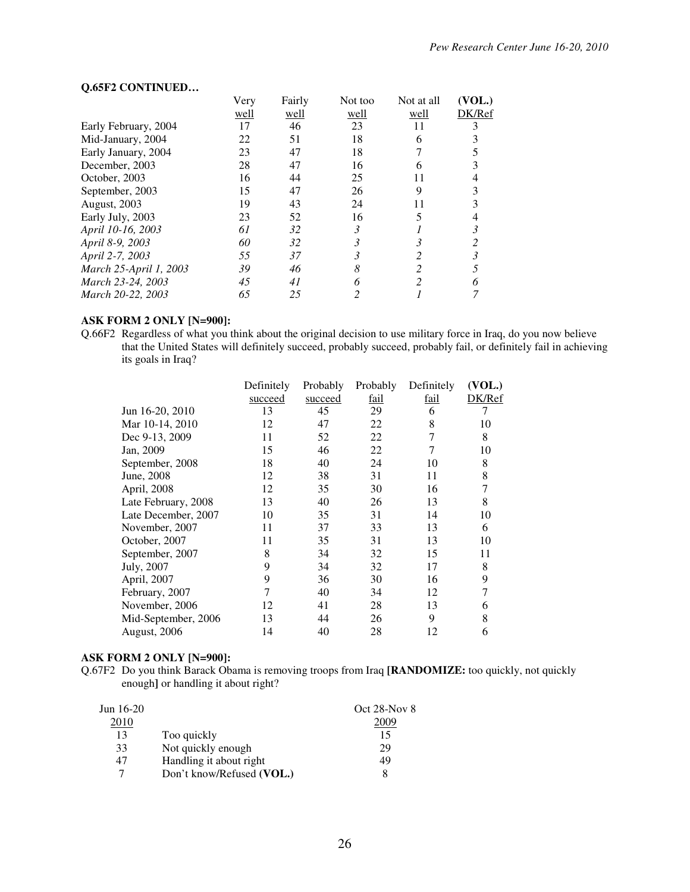**Q.65F2 CONTINUED…**

| | Very well | Fairly well | Not too well | Not at all well | (VOL.) DK/Ref |
|---|---|---|---|---|---|
| Early February, 2004 | 17 | 46 | 23 | 11 | 3 |
| Mid-January, 2004 | 22 | 51 | 18 | 6 | 3 |
| Early January, 2004 | 23 | 47 | 18 | 7 | 5 |
| December, 2003 | 28 | 47 | 16 | 6 | 3 |
| October, 2003 | 16 | 44 | 25 | 11 | 4 |
| September, 2003 | 15 | 47 | 26 | 9 | 3 |
| August, 2003 | 19 | 43 | 24 | 11 | 3 |
| Early July, 2003 | 23 | 52 | 16 | 5 | 4 |
| *April 10-16, 2003* | *61* | *32* | *3* | *1* | *3* |
| *April 8-9, 2003* | *60* | *32* | *3* | *3* | *2* |
| *April 2-7, 2003* | *55* | *37* | *3* | *2* | *3* |
| *March 25-April 1, 2003* | *39* | *46* | *8* | *2* | *5* |
| *March 23-24, 2003* | *45* | *41* | *6* | *2* | *6* |
| *March 20-22, 2003* | *65* | *25* | *2* | *1* | *7* |

**ASK FORM 2 ONLY [N=900]:**

Q.66F2 Regardless of what you think about the original decision to use military force in Iraq, do you now believe that the United States will definitely succeed, probably succeed, probably fail, or definitely fail in achieving its goals in Iraq?

| | Definitely succeed | Probably succeed | Probably fail | Definitely fail | (VOL.) DK/Ref |
|---|---|---|---|---|---|
| Jun 16-20, 2010 | 13 | 45 | 29 | 6 | 7 |
| Mar 10-14, 2010 | 12 | 47 | 22 | 8 | 10 |
| Dec 9-13, 2009 | 11 | 52 | 22 | 7 | 8 |
| Jan, 2009 | 15 | 46 | 22 | 7 | 10 |
| September, 2008 | 18 | 40 | 24 | 10 | 8 |
| June, 2008 | 12 | 38 | 31 | 11 | 8 |
| April, 2008 | 12 | 35 | 30 | 16 | 7 |
| Late February, 2008 | 13 | 40 | 26 | 13 | 8 |
| Late December, 2007 | 10 | 35 | 31 | 14 | 10 |
| November, 2007 | 11 | 37 | 33 | 13 | 6 |
| October, 2007 | 11 | 35 | 31 | 13 | 10 |
| September, 2007 | 8 | 34 | 32 | 15 | 11 |
| July, 2007 | 9 | 34 | 32 | 17 | 8 |
| April, 2007 | 9 | 36 | 30 | 16 | 9 |
| February, 2007 | 7 | 40 | 34 | 12 | 7 |
| November, 2006 | 12 | 41 | 28 | 13 | 6 |
| Mid-September, 2006 | 13 | 44 | 26 | 9 | 8 |
| August, 2006 | 14 | 40 | 28 | 12 | 6 |

**ASK FORM 2 ONLY [N=900]:**

Q.67F2 Do you think Barack Obama is removing troops from Iraq **[RANDOMIZE:** too quickly, not quickly enough**]** or handling it about right?

| Jun 16-20 2010 | | Oct 28-Nov 8 2009 |
|---|---|---|
| 13 | Too quickly | 15 |
| 33 | Not quickly enough | 29 |
| 47 | Handling it about right | 49 |
| 7 | Don't know/Refused **(VOL.)** | 8 |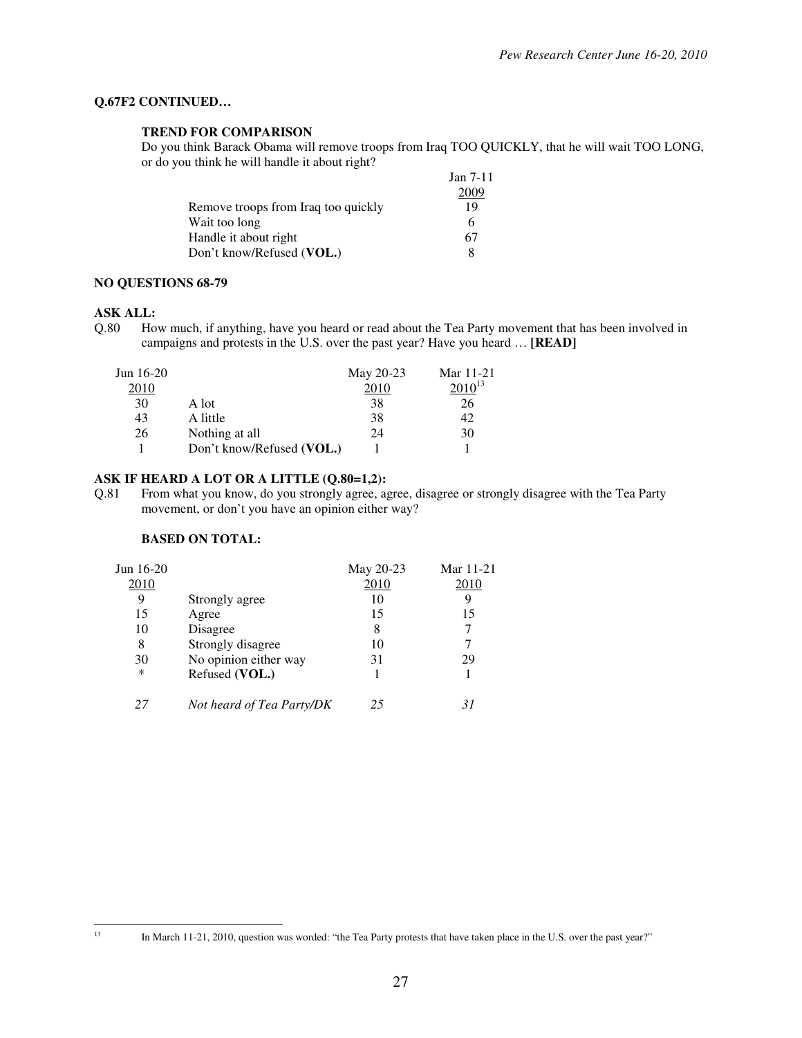**Q.67F2 CONTINUED…**

**TREND FOR COMPARISON**

Do you think Barack Obama will remove troops from Iraq TOO QUICKLY, that he will wait TOO LONG, or do you think he will handle it about right?

| | Jan 7-11 2009 |
|---|---|
| Remove troops from Iraq too quickly | 19 |
| Wait too long | 6 |
| Handle it about right | 67 |
| Don't know/Refused (**VOL.**) | 8 |

**NO QUESTIONS 68-79**

**ASK ALL:**

Q.80 How much, if anything, have you heard or read about the Tea Party movement that has been involved in campaigns and protests in the U.S. over the past year? Have you heard … **[READ]**

| Jun 16-20 2010 | | May 20-23 2010 | Mar 11-21 2010[13] |
|---|---|---|---|
| 30 | A lot | 38 | 26 |
| 43 | A little | 38 | 42 |
| 26 | Nothing at all | 24 | 30 |
| 1 | Don't know/Refused (**VOL.**) | 1 | 1 |

**ASK IF HEARD A LOT OR A LITTLE (Q.80=1,2):**

Q.81 From what you know, do you strongly agree, agree, disagree or strongly disagree with the Tea Party movement, or don't you have an opinion either way?

**BASED ON TOTAL:**

| Jun 16-20 2010 | | May 20-23 2010 | Mar 11-21 2010 |
|---|---|---|---|
| 9 | Strongly agree | 10 | 9 |
| 15 | Agree | 15 | 15 |
| 10 | Disagree | 8 | 7 |
| 8 | Strongly disagree | 10 | 7 |
| 30 | No opinion either way | 31 | 29 |
| * | Refused (**VOL.**) | 1 | 1 |
| *27* | *Not heard of Tea Party/DK* | *25* | *31* |

[13] In March 11-21, 2010, question was worded: "the Tea Party protests that have taken place in the U.S. over the past year?"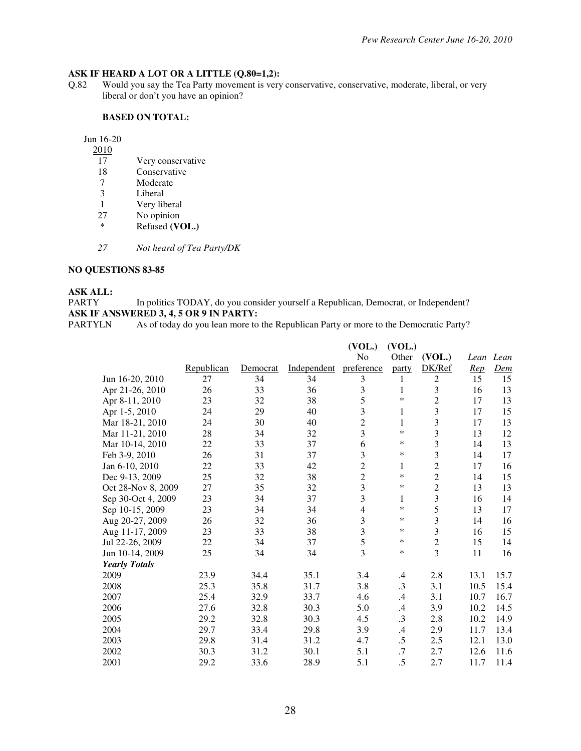**ASK IF HEARD A LOT OR A LITTLE (Q.80=1,2):**

Q.82 Would you say the Tea Party movement is very conservative, conservative, moderate, liberal, or very liberal or don't you have an opinion?

**BASED ON TOTAL:**

| Jun 16-20 2010 | |
|---|---|
| 17 | Very conservative |
| 18 | Conservative |
| 7 | Moderate |
| 3 | Liberal |
| 1 | Very liberal |
| 27 | No opinion |
| * | Refused **(VOL.)** |
| *27* | *Not heard of Tea Party/DK* |

**NO QUESTIONS 83-85**

**ASK ALL:**

PARTY In politics TODAY, do you consider yourself a Republican, Democrat, or Independent?

**ASK IF ANSWERED 3, 4, 5 OR 9 IN PARTY:**

PARTYLN As of today do you lean more to the Republican Party or more to the Democratic Party?

| | Republican | Democrat | Independent | (VOL.) No preference | (VOL.) Other party | (VOL.) DK/Ref | *Lean Rep* | *Lean Dem* |
|---|---|---|---|---|---|---|---|---|
| Jun 16-20, 2010 | 27 | 34 | 34 | 3 | 1 | 2 | 15 | 15 |
| Apr 21-26, 2010 | 26 | 33 | 36 | 3 | 1 | 3 | 16 | 13 |
| Apr 8-11, 2010 | 23 | 32 | 38 | 5 | * | 2 | 17 | 13 |
| Apr 1-5, 2010 | 24 | 29 | 40 | 3 | 1 | 3 | 17 | 15 |
| Mar 18-21, 2010 | 24 | 30 | 40 | 2 | 1 | 3 | 17 | 13 |
| Mar 11-21, 2010 | 28 | 34 | 32 | 3 | * | 3 | 13 | 12 |
| Mar 10-14, 2010 | 22 | 33 | 37 | 6 | * | 3 | 14 | 13 |
| Feb 3-9, 2010 | 26 | 31 | 37 | 3 | * | 3 | 14 | 17 |
| Jan 6-10, 2010 | 22 | 33 | 42 | 2 | 1 | 2 | 17 | 16 |
| Dec 9-13, 2009 | 25 | 32 | 38 | 2 | * | 2 | 14 | 15 |
| Oct 28-Nov 8, 2009 | 27 | 35 | 32 | 3 | * | 2 | 13 | 13 |
| Sep 30-Oct 4, 2009 | 23 | 34 | 37 | 3 | 1 | 3 | 16 | 14 |
| Sep 10-15, 2009 | 23 | 34 | 34 | 4 | * | 5 | 13 | 17 |
| Aug 20-27, 2009 | 26 | 32 | 36 | 3 | * | 3 | 14 | 16 |
| Aug 11-17, 2009 | 23 | 33 | 38 | 3 | * | 3 | 16 | 15 |
| Jul 22-26, 2009 | 22 | 34 | 37 | 5 | * | 2 | 15 | 14 |
| Jun 10-14, 2009 | 25 | 34 | 34 | 3 | * | 3 | 11 | 16 |
| ***Yearly Totals*** | | | | | | | | |
| 2009 | 23.9 | 34.4 | 35.1 | 3.4 | .4 | 2.8 | 13.1 | 15.7 |
| 2008 | 25.3 | 35.8 | 31.7 | 3.8 | .3 | 3.1 | 10.5 | 15.4 |
| 2007 | 25.4 | 32.9 | 33.7 | 4.6 | .4 | 3.1 | 10.7 | 16.7 |
| 2006 | 27.6 | 32.8 | 30.3 | 5.0 | .4 | 3.9 | 10.2 | 14.5 |
| 2005 | 29.2 | 32.8 | 30.3 | 4.5 | .3 | 2.8 | 10.2 | 14.9 |
| 2004 | 29.7 | 33.4 | 29.8 | 3.9 | .4 | 2.9 | 11.7 | 13.4 |
| 2003 | 29.8 | 31.4 | 31.2 | 4.7 | .5 | 2.5 | 12.1 | 13.0 |
| 2002 | 30.3 | 31.2 | 30.1 | 5.1 | .7 | 2.7 | 12.6 | 11.6 |
| 2001 | 29.2 | 33.6 | 28.9 | 5.1 | .5 | 2.7 | 11.7 | 11.4 |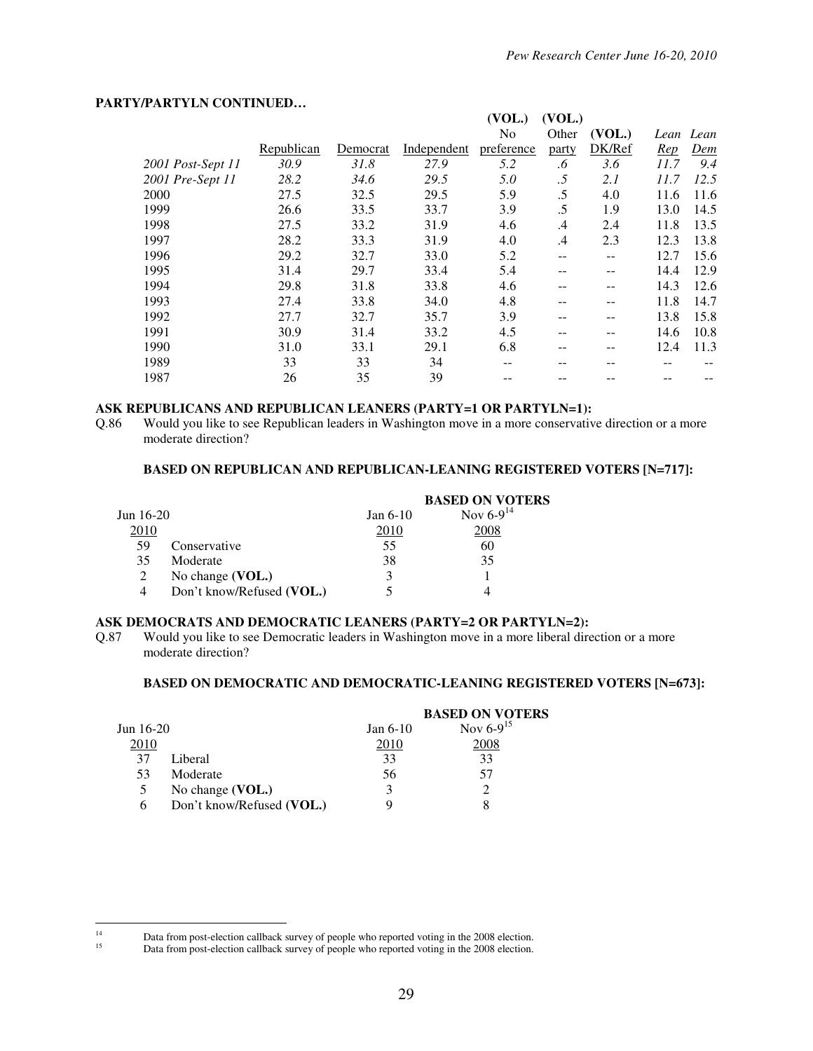**PARTY/PARTYLN CONTINUED…**

| | Republican | Democrat | Independent | (VOL.) No preference | (VOL.) Other party | (VOL.) DK/Ref | *Lean Rep* | *Lean Dem* |
|---|---|---|---|---|---|---|---|---|
| *2001 Post-Sept 11* | *30.9* | *31.8* | *27.9* | *5.2* | *.6* | *3.6* | *11.7* | *9.4* |
| *2001 Pre-Sept 11* | *28.2* | *34.6* | *29.5* | *5.0* | *.5* | *2.1* | *11.7* | *12.5* |
| 2000 | 27.5 | 32.5 | 29.5 | 5.9 | .5 | 4.0 | 11.6 | 11.6 |
| 1999 | 26.6 | 33.5 | 33.7 | 3.9 | .5 | 1.9 | 13.0 | 14.5 |
| 1998 | 27.5 | 33.2 | 31.9 | 4.6 | .4 | 2.4 | 11.8 | 13.5 |
| 1997 | 28.2 | 33.3 | 31.9 | 4.0 | .4 | 2.3 | 12.3 | 13.8 |
| 1996 | 29.2 | 32.7 | 33.0 | 5.2 | -- | -- | 12.7 | 15.6 |
| 1995 | 31.4 | 29.7 | 33.4 | 5.4 | -- | -- | 14.4 | 12.9 |
| 1994 | 29.8 | 31.8 | 33.8 | 4.6 | -- | -- | 14.3 | 12.6 |
| 1993 | 27.4 | 33.8 | 34.0 | 4.8 | -- | -- | 11.8 | 14.7 |
| 1992 | 27.7 | 32.7 | 35.7 | 3.9 | -- | -- | 13.8 | 15.8 |
| 1991 | 30.9 | 31.4 | 33.2 | 4.5 | -- | -- | 14.6 | 10.8 |
| 1990 | 31.0 | 33.1 | 29.1 | 6.8 | -- | -- | 12.4 | 11.3 |
| 1989 | 33 | 33 | 34 | -- | -- | -- | -- | -- |
| 1987 | 26 | 35 | 39 | -- | -- | -- | -- | -- |

**ASK REPUBLICANS AND REPUBLICAN LEANERS (PARTY=1 OR PARTYLN=1):**

Q.86 Would you like to see Republican leaders in Washington move in a more conservative direction or a more moderate direction?

**BASED ON REPUBLICAN AND REPUBLICAN-LEANING REGISTERED VOTERS [N=717]:**

| Jun 16-20 2010 | | Jan 6-10 2010 | BASED ON VOTERS Nov 6-9[14] 2008 |
|---|---|---|---|
| 59 | Conservative | 55 | 60 |
| 35 | Moderate | 38 | 35 |
| 2 | No change **(VOL.)** | 3 | 1 |
| 4 | Don't know/Refused **(VOL.)** | 5 | 4 |

**ASK DEMOCRATS AND DEMOCRATIC LEANERS (PARTY=2 OR PARTYLN=2):**

Q.87 Would you like to see Democratic leaders in Washington move in a more liberal direction or a more moderate direction?

**BASED ON DEMOCRATIC AND DEMOCRATIC-LEANING REGISTERED VOTERS [N=673]:**

| Jun 16-20 2010 | | Jan 6-10 2010 | BASED ON VOTERS Nov 6-9[15] 2008 |
|---|---|---|---|
| 37 | Liberal | 33 | 33 |
| 53 | Moderate | 56 | 57 |
| 5 | No change **(VOL.)** | 3 | 2 |
| 6 | Don't know/Refused **(VOL.)** | 9 | 8 |

[14] Data from post-election callback survey of people who reported voting in the 2008 election.

[15] Data from post-election callback survey of people who reported voting in the 2008 election.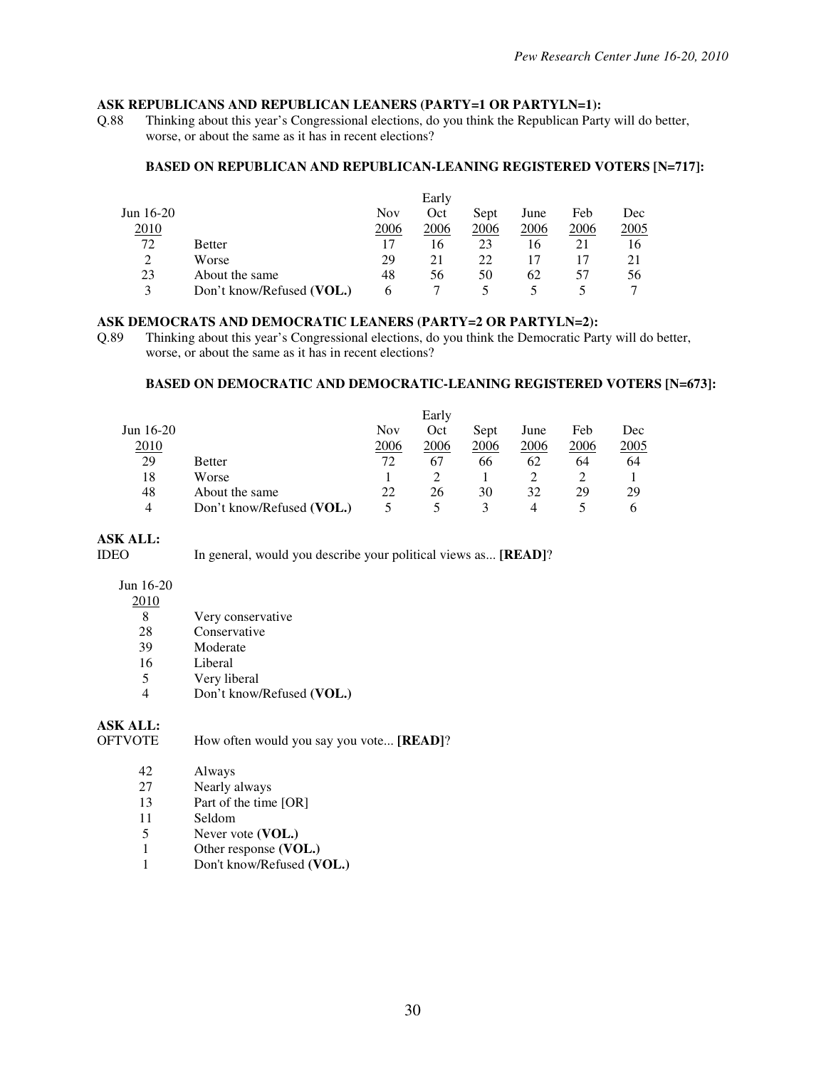**ASK REPUBLICANS AND REPUBLICAN LEANERS (PARTY=1 OR PARTYLN=1):**

Q.88 Thinking about this year's Congressional elections, do you think the Republican Party will do better, worse, or about the same as it has in recent elections?

**BASED ON REPUBLICAN AND REPUBLICAN-LEANING REGISTERED VOTERS [N=717]:**

| Jun 16-20 2010 | | Nov 2006 | Early Oct 2006 | Sept 2006 | June 2006 | Feb 2006 | Dec 2005 |
|---|---|---|---|---|---|---|---|
| 72 | Better | 17 | 16 | 23 | 16 | 21 | 16 |
| 2 | Worse | 29 | 21 | 22 | 17 | 17 | 21 |
| 23 | About the same | 48 | 56 | 50 | 62 | 57 | 56 |
| 3 | Don't know/Refused **(VOL.)** | 6 | 7 | 5 | 5 | 5 | 7 |

**ASK DEMOCRATS AND DEMOCRATIC LEANERS (PARTY=2 OR PARTYLN=2):**

Q.89 Thinking about this year's Congressional elections, do you think the Democratic Party will do better, worse, or about the same as it has in recent elections?

**BASED ON DEMOCRATIC AND DEMOCRATIC-LEANING REGISTERED VOTERS [N=673]:**

| Jun 16-20 2010 | | Nov 2006 | Early Oct 2006 | Sept 2006 | June 2006 | Feb 2006 | Dec 2005 |
|---|---|---|---|---|---|---|---|
| 29 | Better | 72 | 67 | 66 | 62 | 64 | 64 |
| 18 | Worse | 1 | 2 | 1 | 2 | 2 | 1 |
| 48 | About the same | 22 | 26 | 30 | 32 | 29 | 29 |
| 4 | Don't know/Refused **(VOL.)** | 5 | 5 | 3 | 4 | 5 | 6 |

**ASK ALL:**

IDEO In general, would you describe your political views as... **[READ]**?

| Jun 16-20 2010 | |
|---|---|
| 8 | Very conservative |
| 28 | Conservative |
| 39 | Moderate |
| 16 | Liberal |
| 5 | Very liberal |
| 4 | Don't know/Refused **(VOL.)** |

**ASK ALL:**

OFTVOTE How often would you say you vote... **[READ]**?

| | |
|---|---|
| 42 | Always |
| 27 | Nearly always |
| 13 | Part of the time [OR] |
| 11 | Seldom |
| 5 | Never vote **(VOL.)** |
| 1 | Other response **(VOL.)** |
| 1 | Don't know/Refused **(VOL.)** |